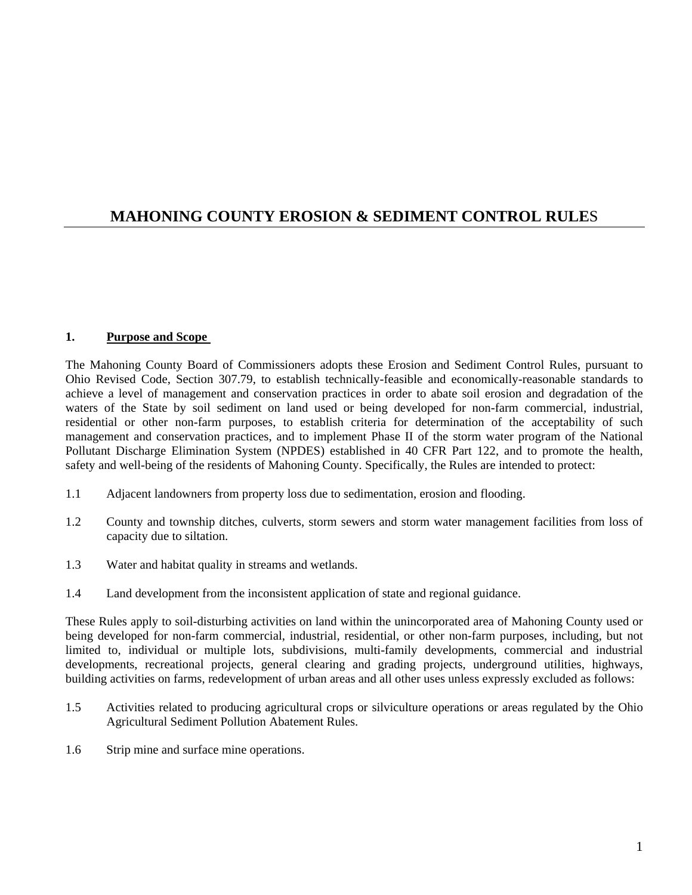# MAHONING COUNTY EROSION & SEDIMENT CONTROL RULES

## 1. Purpose and Scope

The Mahoning County Board of Commissioners adopts these Erosion and Sediment Control Rules, pursuant to Ohio Revised Code, Section 307.79, to establish technically-feasible and economically-reasonable standards to achieve a level of management and conservation practices in order to abate soil erosion and degradation of the waters of the State by soil sediment on land used or being developed for non-farm commercial, industrial, residential or other non-farm purposes, to establish criteria for determination of the acceptability of such management and conservation practices, and to implement Phase II of the storm water program of the National Pollutant Discharge Elimination System (NPDES) established in 40 CFR Part 122, and to promote the health, safety and well-being of the residents of Mahoning County. Specifically, the Rules are intended to protect:

1.1 Adjacent landowners from property loss due to sedimentation, erosion and flooding.

1.2 County and township ditches, culverts, storm sewers and storm water management facilities from loss of capacity due to siltation.

1.3 Water and habitat quality in streams and wetlands.

1.4 Land development from the inconsistent application of state and regional guidance.

These Rules apply to soil-disturbing activities on land within the unincorporated area of Mahoning County used or being developed for non-farm commercial, industrial, residential, or other non-farm purposes, including, but not limited to, individual or multiple lots, subdivisions, multi-family developments, commercial and industrial developments, recreational projects, general clearing and grading projects, underground utilities, highways, building activities on farms, redevelopment of urban areas and all other uses unless expressly excluded as follows:

1.5 Activities related to producing agricultural crops or silviculture operations or areas regulated by the Ohio Agricultural Sediment Pollution Abatement Rules.

1.6 Strip mine and surface mine operations.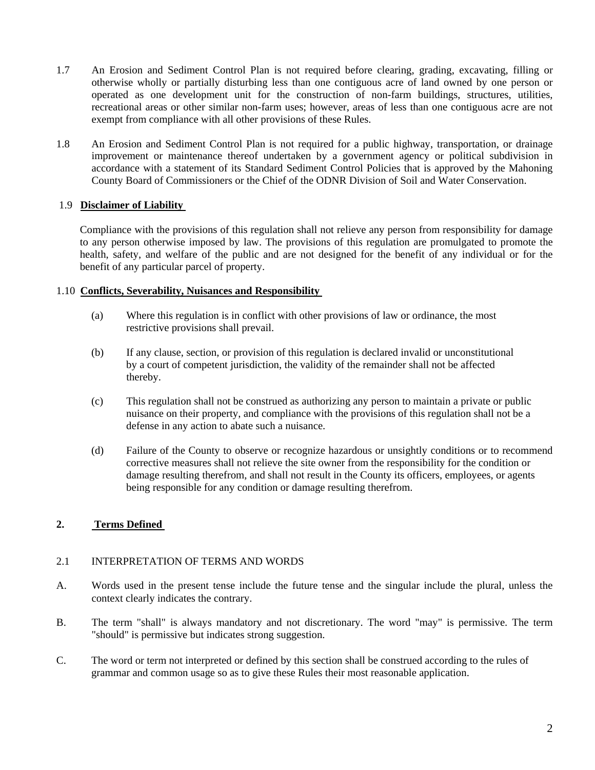1.7 An Erosion and Sediment Control Plan is not required before clearing, grading, excavating, filling or otherwise wholly or partially disturbing less than one contiguous acre of land owned by one person or operated as one development unit for the construction of non-farm buildings, structures, utilities, recreational areas or other similar non-farm uses; however, areas of less than one contiguous acre are not exempt from compliance with all other provisions of these Rules.

1.8 An Erosion and Sediment Control Plan is not required for a public highway, transportation, or drainage improvement or maintenance thereof undertaken by a government agency or political subdivision in accordance with a statement of its Standard Sediment Control Policies that is approved by the Mahoning County Board of Commissioners or the Chief of the ODNR Division of Soil and Water Conservation.

1.9 **Disclaimer of Liability**

Compliance with the provisions of this regulation shall not relieve any person from responsibility for damage to any person otherwise imposed by law. The provisions of this regulation are promulgated to promote the health, safety, and welfare of the public and are not designed for the benefit of any individual or for the benefit of any particular parcel of property.

1.10 **Conflicts, Severability, Nuisances and Responsibility**

(a) Where this regulation is in conflict with other provisions of law or ordinance, the most restrictive provisions shall prevail.

(b) If any clause, section, or provision of this regulation is declared invalid or unconstitutional by a court of competent jurisdiction, the validity of the remainder shall not be affected thereby.

(c) This regulation shall not be construed as authorizing any person to maintain a private or public nuisance on their property, and compliance with the provisions of this regulation shall not be a defense in any action to abate such a nuisance.

(d) Failure of the County to observe or recognize hazardous or unsightly conditions or to recommend corrective measures shall not relieve the site owner from the responsibility for the condition or damage resulting therefrom, and shall not result in the County its officers, employees, or agents being responsible for any condition or damage resulting therefrom.

## 2. **Terms Defined**

2.1 INTERPRETATION OF TERMS AND WORDS

A. Words used in the present tense include the future tense and the singular include the plural, unless the context clearly indicates the contrary.

B. The term "shall" is always mandatory and not discretionary. The word "may" is permissive. The term "should" is permissive but indicates strong suggestion.

C. The word or term not interpreted or defined by this section shall be construed according to the rules of grammar and common usage so as to give these Rules their most reasonable application.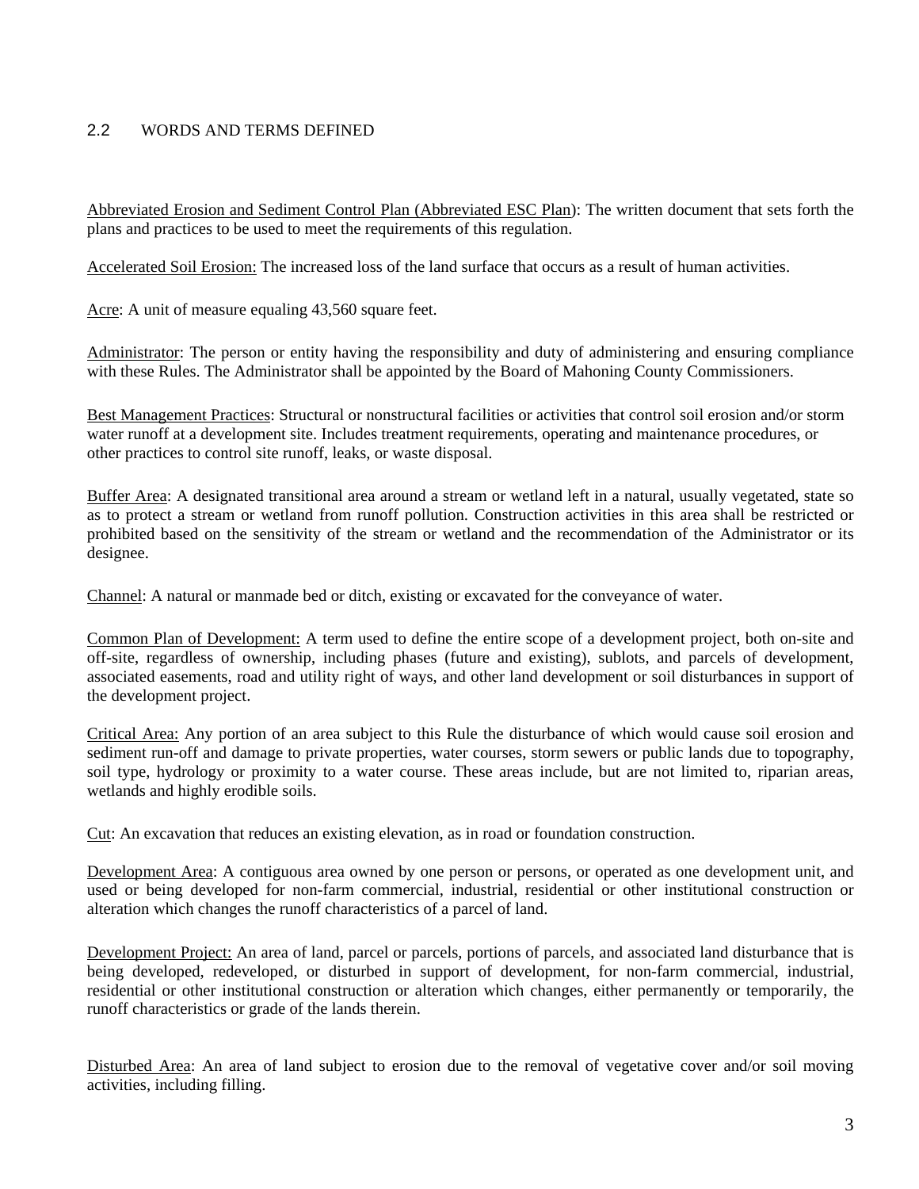## 2.2 WORDS AND TERMS DEFINED

Abbreviated Erosion and Sediment Control Plan (Abbreviated ESC Plan): The written document that sets forth the plans and practices to be used to meet the requirements of this regulation.

Accelerated Soil Erosion: The increased loss of the land surface that occurs as a result of human activities.

Acre: A unit of measure equaling 43,560 square feet.

Administrator: The person or entity having the responsibility and duty of administering and ensuring compliance with these Rules. The Administrator shall be appointed by the Board of Mahoning County Commissioners.

Best Management Practices: Structural or nonstructural facilities or activities that control soil erosion and/or storm water runoff at a development site. Includes treatment requirements, operating and maintenance procedures, or other practices to control site runoff, leaks, or waste disposal.

Buffer Area: A designated transitional area around a stream or wetland left in a natural, usually vegetated, state so as to protect a stream or wetland from runoff pollution. Construction activities in this area shall be restricted or prohibited based on the sensitivity of the stream or wetland and the recommendation of the Administrator or its designee.

Channel: A natural or manmade bed or ditch, existing or excavated for the conveyance of water.

Common Plan of Development: A term used to define the entire scope of a development project, both on-site and off-site, regardless of ownership, including phases (future and existing), sublots, and parcels of development, associated easements, road and utility right of ways, and other land development or soil disturbances in support of the development project.

Critical Area: Any portion of an area subject to this Rule the disturbance of which would cause soil erosion and sediment run-off and damage to private properties, water courses, storm sewers or public lands due to topography, soil type, hydrology or proximity to a water course. These areas include, but are not limited to, riparian areas, wetlands and highly erodible soils.

Cut: An excavation that reduces an existing elevation, as in road or foundation construction.

Development Area: A contiguous area owned by one person or persons, or operated as one development unit, and used or being developed for non-farm commercial, industrial, residential or other institutional construction or alteration which changes the runoff characteristics of a parcel of land.

Development Project: An area of land, parcel or parcels, portions of parcels, and associated land disturbance that is being developed, redeveloped, or disturbed in support of development, for non-farm commercial, industrial, residential or other institutional construction or alteration which changes, either permanently or temporarily, the runoff characteristics or grade of the lands therein.

Disturbed Area: An area of land subject to erosion due to the removal of vegetative cover and/or soil moving activities, including filling.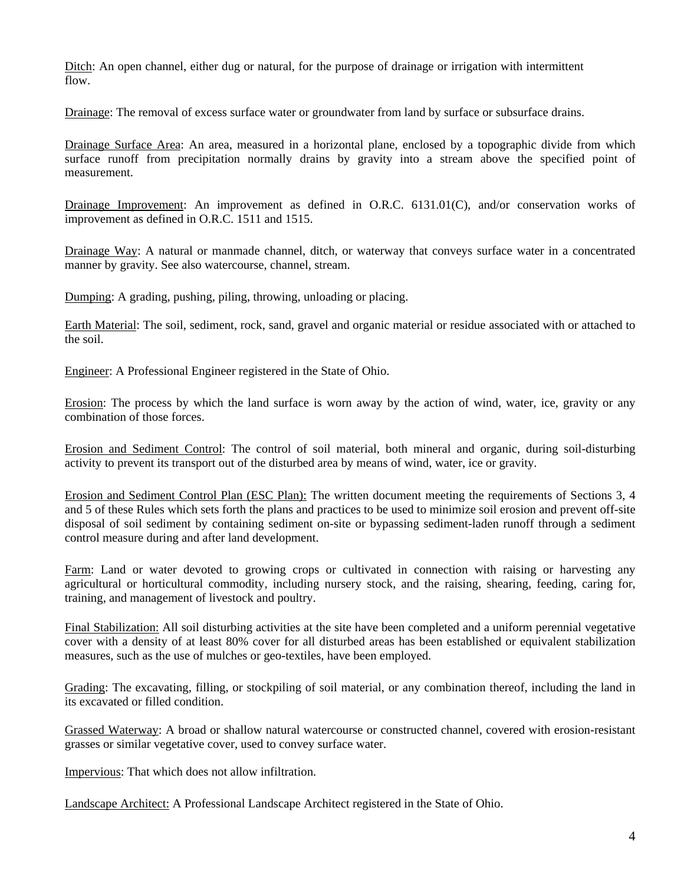Ditch: An open channel, either dug or natural, for the purpose of drainage or irrigation with intermittent flow.

Drainage: The removal of excess surface water or groundwater from land by surface or subsurface drains.

Drainage Surface Area: An area, measured in a horizontal plane, enclosed by a topographic divide from which surface runoff from precipitation normally drains by gravity into a stream above the specified point of measurement.

Drainage Improvement: An improvement as defined in O.R.C. 6131.01(C), and/or conservation works of improvement as defined in O.R.C. 1511 and 1515.

Drainage Way: A natural or manmade channel, ditch, or waterway that conveys surface water in a concentrated manner by gravity. See also watercourse, channel, stream.

Dumping: A grading, pushing, piling, throwing, unloading or placing.

Earth Material: The soil, sediment, rock, sand, gravel and organic material or residue associated with or attached to the soil.

Engineer: A Professional Engineer registered in the State of Ohio.

Erosion: The process by which the land surface is worn away by the action of wind, water, ice, gravity or any combination of those forces.

Erosion and Sediment Control: The control of soil material, both mineral and organic, during soil-disturbing activity to prevent its transport out of the disturbed area by means of wind, water, ice or gravity.

Erosion and Sediment Control Plan (ESC Plan): The written document meeting the requirements of Sections 3, 4 and 5 of these Rules which sets forth the plans and practices to be used to minimize soil erosion and prevent off-site disposal of soil sediment by containing sediment on-site or bypassing sediment-laden runoff through a sediment control measure during and after land development.

Farm: Land or water devoted to growing crops or cultivated in connection with raising or harvesting any agricultural or horticultural commodity, including nursery stock, and the raising, shearing, feeding, caring for, training, and management of livestock and poultry.

Final Stabilization: All soil disturbing activities at the site have been completed and a uniform perennial vegetative cover with a density of at least 80% cover for all disturbed areas has been established or equivalent stabilization measures, such as the use of mulches or geo-textiles, have been employed.

Grading: The excavating, filling, or stockpiling of soil material, or any combination thereof, including the land in its excavated or filled condition.

Grassed Waterway: A broad or shallow natural watercourse or constructed channel, covered with erosion-resistant grasses or similar vegetative cover, used to convey surface water.

Impervious: That which does not allow infiltration.

Landscape Architect: A Professional Landscape Architect registered in the State of Ohio.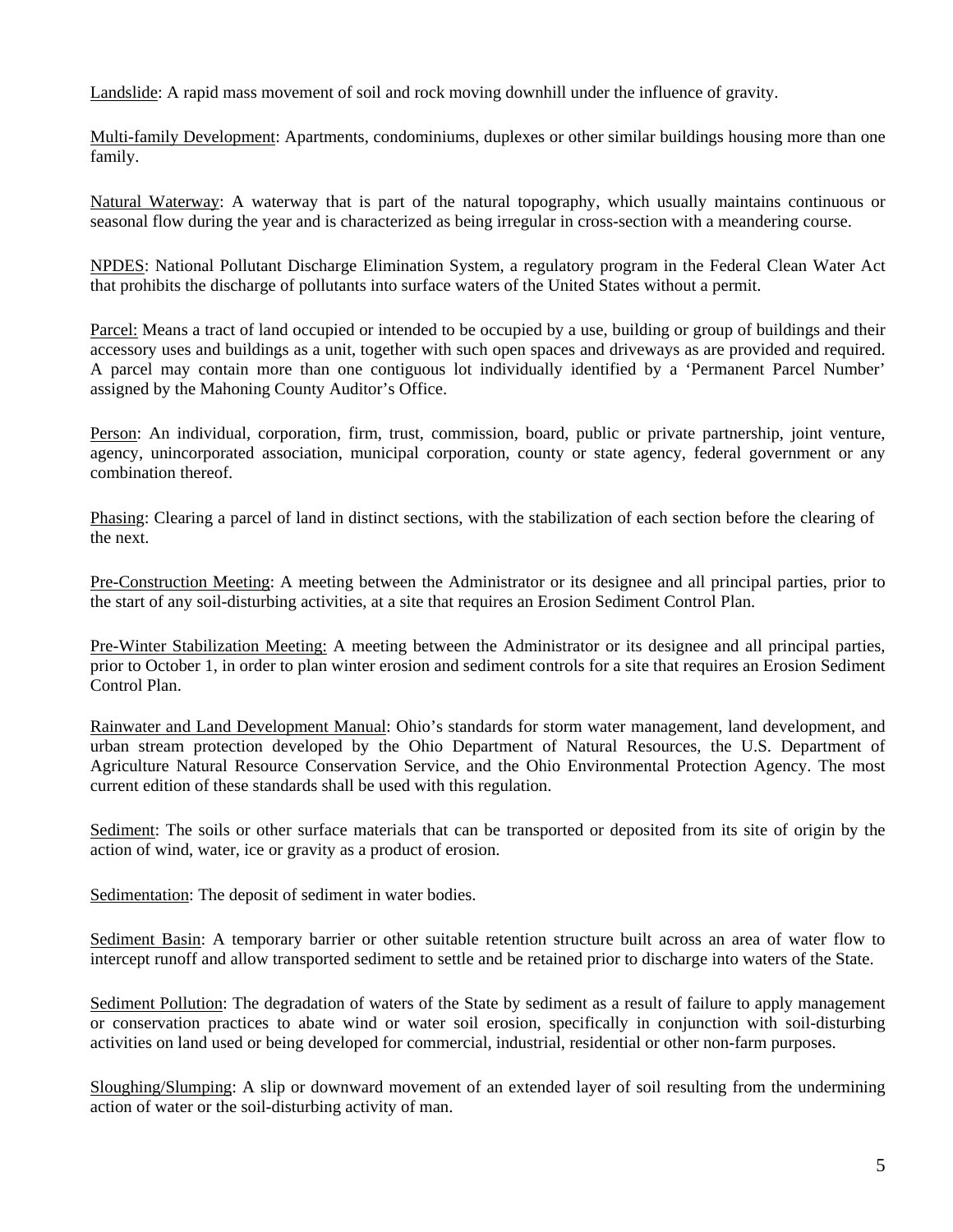Landslide: A rapid mass movement of soil and rock moving downhill under the influence of gravity.

Multi-family Development: Apartments, condominiums, duplexes or other similar buildings housing more than one family.

Natural Waterway: A waterway that is part of the natural topography, which usually maintains continuous or seasonal flow during the year and is characterized as being irregular in cross-section with a meandering course.

NPDES: National Pollutant Discharge Elimination System, a regulatory program in the Federal Clean Water Act that prohibits the discharge of pollutants into surface waters of the United States without a permit.

Parcel: Means a tract of land occupied or intended to be occupied by a use, building or group of buildings and their accessory uses and buildings as a unit, together with such open spaces and driveways as are provided and required. A parcel may contain more than one contiguous lot individually identified by a 'Permanent Parcel Number' assigned by the Mahoning County Auditor's Office.

Person: An individual, corporation, firm, trust, commission, board, public or private partnership, joint venture, agency, unincorporated association, municipal corporation, county or state agency, federal government or any combination thereof.

Phasing: Clearing a parcel of land in distinct sections, with the stabilization of each section before the clearing of the next.

Pre-Construction Meeting: A meeting between the Administrator or its designee and all principal parties, prior to the start of any soil-disturbing activities, at a site that requires an Erosion Sediment Control Plan.

Pre-Winter Stabilization Meeting: A meeting between the Administrator or its designee and all principal parties, prior to October 1, in order to plan winter erosion and sediment controls for a site that requires an Erosion Sediment Control Plan.

Rainwater and Land Development Manual: Ohio's standards for storm water management, land development, and urban stream protection developed by the Ohio Department of Natural Resources, the U.S. Department of Agriculture Natural Resource Conservation Service, and the Ohio Environmental Protection Agency. The most current edition of these standards shall be used with this regulation.

Sediment: The soils or other surface materials that can be transported or deposited from its site of origin by the action of wind, water, ice or gravity as a product of erosion.

Sedimentation: The deposit of sediment in water bodies.

Sediment Basin: A temporary barrier or other suitable retention structure built across an area of water flow to intercept runoff and allow transported sediment to settle and be retained prior to discharge into waters of the State.

Sediment Pollution: The degradation of waters of the State by sediment as a result of failure to apply management or conservation practices to abate wind or water soil erosion, specifically in conjunction with soil-disturbing activities on land used or being developed for commercial, industrial, residential or other non-farm purposes.

Sloughing/Slumping: A slip or downward movement of an extended layer of soil resulting from the undermining action of water or the soil-disturbing activity of man.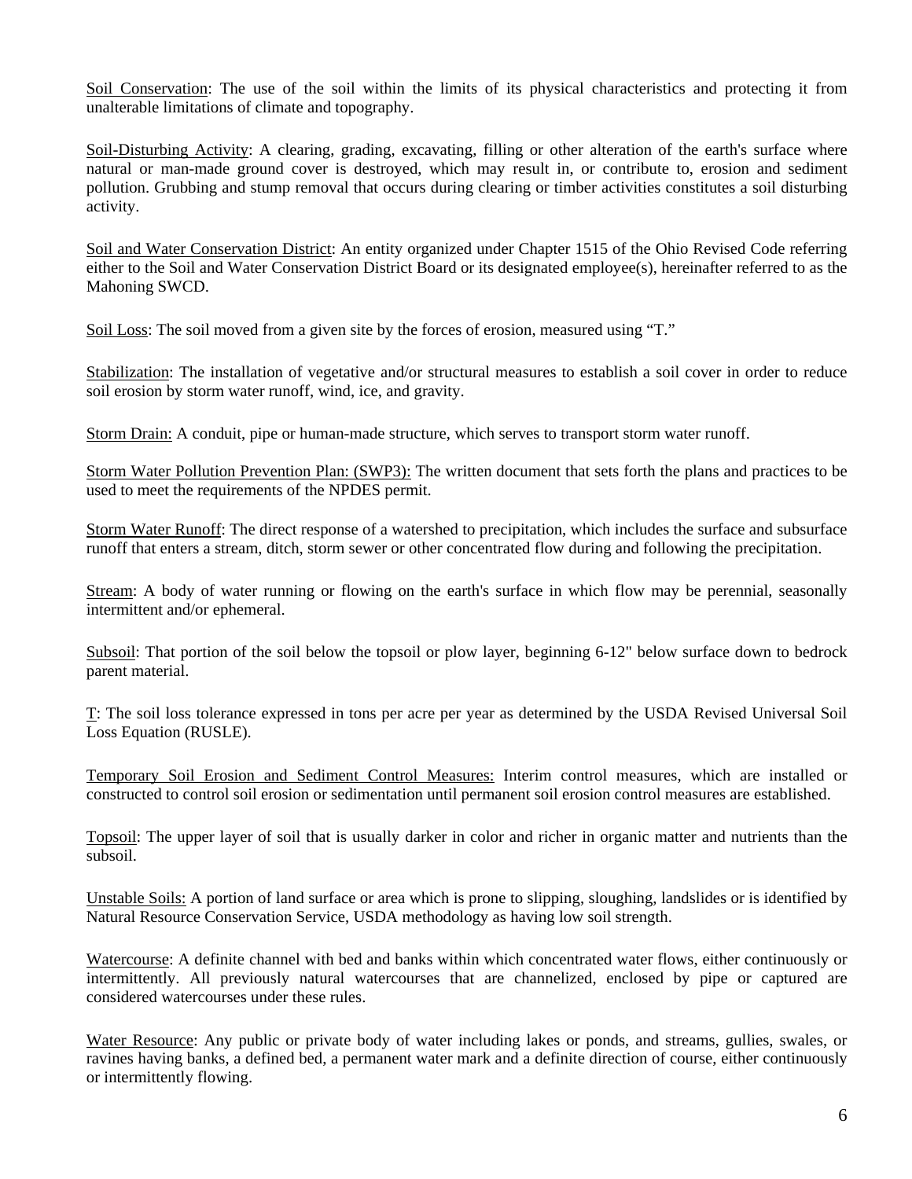Soil Conservation: The use of the soil within the limits of its physical characteristics and protecting it from unalterable limitations of climate and topography.

Soil-Disturbing Activity: A clearing, grading, excavating, filling or other alteration of the earth's surface where natural or man-made ground cover is destroyed, which may result in, or contribute to, erosion and sediment pollution. Grubbing and stump removal that occurs during clearing or timber activities constitutes a soil disturbing activity.

Soil and Water Conservation District: An entity organized under Chapter 1515 of the Ohio Revised Code referring either to the Soil and Water Conservation District Board or its designated employee(s), hereinafter referred to as the Mahoning SWCD.

Soil Loss: The soil moved from a given site by the forces of erosion, measured using "T."

Stabilization: The installation of vegetative and/or structural measures to establish a soil cover in order to reduce soil erosion by storm water runoff, wind, ice, and gravity.

Storm Drain: A conduit, pipe or human-made structure, which serves to transport storm water runoff.

Storm Water Pollution Prevention Plan: (SWP3): The written document that sets forth the plans and practices to be used to meet the requirements of the NPDES permit.

Storm Water Runoff: The direct response of a watershed to precipitation, which includes the surface and subsurface runoff that enters a stream, ditch, storm sewer or other concentrated flow during and following the precipitation.

Stream: A body of water running or flowing on the earth's surface in which flow may be perennial, seasonally intermittent and/or ephemeral.

Subsoil: That portion of the soil below the topsoil or plow layer, beginning 6-12" below surface down to bedrock parent material.

T: The soil loss tolerance expressed in tons per acre per year as determined by the USDA Revised Universal Soil Loss Equation (RUSLE).

Temporary Soil Erosion and Sediment Control Measures: Interim control measures, which are installed or constructed to control soil erosion or sedimentation until permanent soil erosion control measures are established.

Topsoil: The upper layer of soil that is usually darker in color and richer in organic matter and nutrients than the subsoil.

Unstable Soils: A portion of land surface or area which is prone to slipping, sloughing, landslides or is identified by Natural Resource Conservation Service, USDA methodology as having low soil strength.

Watercourse: A definite channel with bed and banks within which concentrated water flows, either continuously or intermittently. All previously natural watercourses that are channelized, enclosed by pipe or captured are considered watercourses under these rules.

Water Resource: Any public or private body of water including lakes or ponds, and streams, gullies, swales, or ravines having banks, a defined bed, a permanent water mark and a definite direction of course, either continuously or intermittently flowing.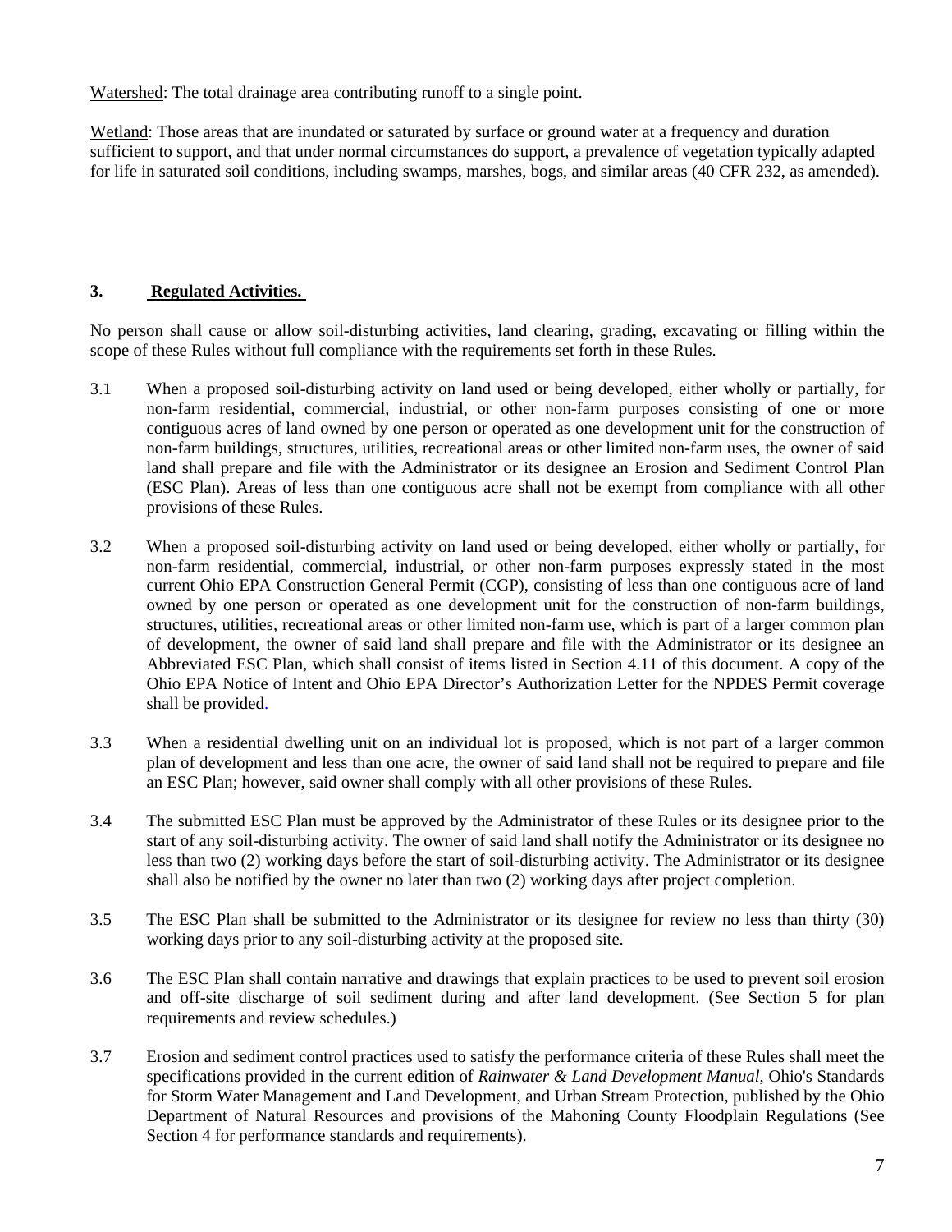Watershed: The total drainage area contributing runoff to a single point.

Wetland: Those areas that are inundated or saturated by surface or ground water at a frequency and duration sufficient to support, and that under normal circumstances do support, a prevalence of vegetation typically adapted for life in saturated soil conditions, including swamps, marshes, bogs, and similar areas (40 CFR 232, as amended).

## 3. Regulated Activities.

No person shall cause or allow soil-disturbing activities, land clearing, grading, excavating or filling within the scope of these Rules without full compliance with the requirements set forth in these Rules.

3.1 When a proposed soil-disturbing activity on land used or being developed, either wholly or partially, for non-farm residential, commercial, industrial, or other non-farm purposes consisting of one or more contiguous acres of land owned by one person or operated as one development unit for the construction of non-farm buildings, structures, utilities, recreational areas or other limited non-farm uses, the owner of said land shall prepare and file with the Administrator or its designee an Erosion and Sediment Control Plan (ESC Plan). Areas of less than one contiguous acre shall not be exempt from compliance with all other provisions of these Rules.

3.2 When a proposed soil-disturbing activity on land used or being developed, either wholly or partially, for non-farm residential, commercial, industrial, or other non-farm purposes expressly stated in the most current Ohio EPA Construction General Permit (CGP), consisting of less than one contiguous acre of land owned by one person or operated as one development unit for the construction of non-farm buildings, structures, utilities, recreational areas or other limited non-farm use, which is part of a larger common plan of development, the owner of said land shall prepare and file with the Administrator or its designee an Abbreviated ESC Plan, which shall consist of items listed in Section 4.11 of this document. A copy of the Ohio EPA Notice of Intent and Ohio EPA Director's Authorization Letter for the NPDES Permit coverage shall be provided.

3.3 When a residential dwelling unit on an individual lot is proposed, which is not part of a larger common plan of development and less than one acre, the owner of said land shall not be required to prepare and file an ESC Plan; however, said owner shall comply with all other provisions of these Rules.

3.4 The submitted ESC Plan must be approved by the Administrator of these Rules or its designee prior to the start of any soil-disturbing activity. The owner of said land shall notify the Administrator or its designee no less than two (2) working days before the start of soil-disturbing activity. The Administrator or its designee shall also be notified by the owner no later than two (2) working days after project completion.

3.5 The ESC Plan shall be submitted to the Administrator or its designee for review no less than thirty (30) working days prior to any soil-disturbing activity at the proposed site.

3.6 The ESC Plan shall contain narrative and drawings that explain practices to be used to prevent soil erosion and off-site discharge of soil sediment during and after land development. (See Section 5 for plan requirements and review schedules.)

3.7 Erosion and sediment control practices used to satisfy the performance criteria of these Rules shall meet the specifications provided in the current edition of *Rainwater & Land Development Manual*, Ohio's Standards for Storm Water Management and Land Development, and Urban Stream Protection, published by the Ohio Department of Natural Resources and provisions of the Mahoning County Floodplain Regulations (See Section 4 for performance standards and requirements).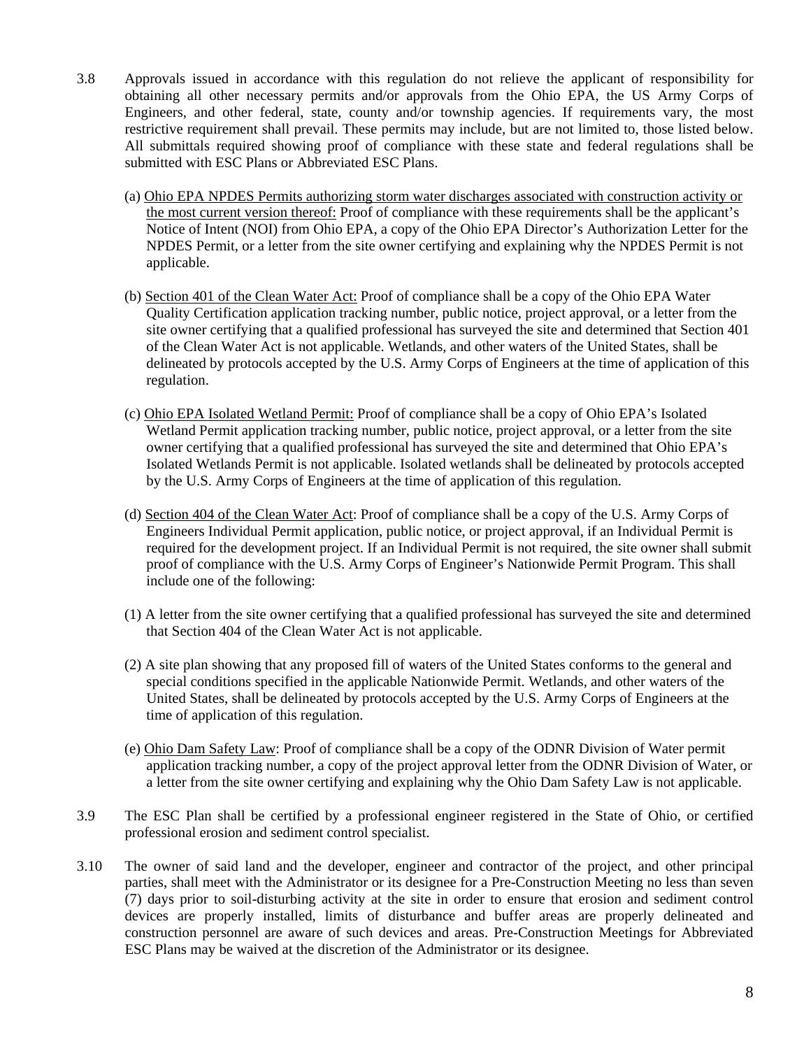3.8 Approvals issued in accordance with this regulation do not relieve the applicant of responsibility for obtaining all other necessary permits and/or approvals from the Ohio EPA, the US Army Corps of Engineers, and other federal, state, county and/or township agencies. If requirements vary, the most restrictive requirement shall prevail. These permits may include, but are not limited to, those listed below. All submittals required showing proof of compliance with these state and federal regulations shall be submitted with ESC Plans or Abbreviated ESC Plans.

(a) <u>Ohio EPA NPDES Permits authorizing storm water discharges associated with construction activity or the most current version thereof:</u> Proof of compliance with these requirements shall be the applicant's Notice of Intent (NOI) from Ohio EPA, a copy of the Ohio EPA Director's Authorization Letter for the NPDES Permit, or a letter from the site owner certifying and explaining why the NPDES Permit is not applicable.

(b) <u>Section 401 of the Clean Water Act:</u> Proof of compliance shall be a copy of the Ohio EPA Water Quality Certification application tracking number, public notice, project approval, or a letter from the site owner certifying that a qualified professional has surveyed the site and determined that Section 401 of the Clean Water Act is not applicable. Wetlands, and other waters of the United States, shall be delineated by protocols accepted by the U.S. Army Corps of Engineers at the time of application of this regulation.

(c) <u>Ohio EPA Isolated Wetland Permit:</u> Proof of compliance shall be a copy of Ohio EPA's Isolated Wetland Permit application tracking number, public notice, project approval, or a letter from the site owner certifying that a qualified professional has surveyed the site and determined that Ohio EPA's Isolated Wetlands Permit is not applicable. Isolated wetlands shall be delineated by protocols accepted by the U.S. Army Corps of Engineers at the time of application of this regulation.

(d) <u>Section 404 of the Clean Water Act</u>: Proof of compliance shall be a copy of the U.S. Army Corps of Engineers Individual Permit application, public notice, or project approval, if an Individual Permit is required for the development project. If an Individual Permit is not required, the site owner shall submit proof of compliance with the U.S. Army Corps of Engineer's Nationwide Permit Program. This shall include one of the following:

(1) A letter from the site owner certifying that a qualified professional has surveyed the site and determined that Section 404 of the Clean Water Act is not applicable.

(2) A site plan showing that any proposed fill of waters of the United States conforms to the general and special conditions specified in the applicable Nationwide Permit. Wetlands, and other waters of the United States, shall be delineated by protocols accepted by the U.S. Army Corps of Engineers at the time of application of this regulation.

(e) <u>Ohio Dam Safety Law</u>: Proof of compliance shall be a copy of the ODNR Division of Water permit application tracking number, a copy of the project approval letter from the ODNR Division of Water, or a letter from the site owner certifying and explaining why the Ohio Dam Safety Law is not applicable.

3.9 The ESC Plan shall be certified by a professional engineer registered in the State of Ohio, or certified professional erosion and sediment control specialist.

3.10 The owner of said land and the developer, engineer and contractor of the project, and other principal parties, shall meet with the Administrator or its designee for a Pre-Construction Meeting no less than seven (7) days prior to soil-disturbing activity at the site in order to ensure that erosion and sediment control devices are properly installed, limits of disturbance and buffer areas are properly delineated and construction personnel are aware of such devices and areas. Pre-Construction Meetings for Abbreviated ESC Plans may be waived at the discretion of the Administrator or its designee.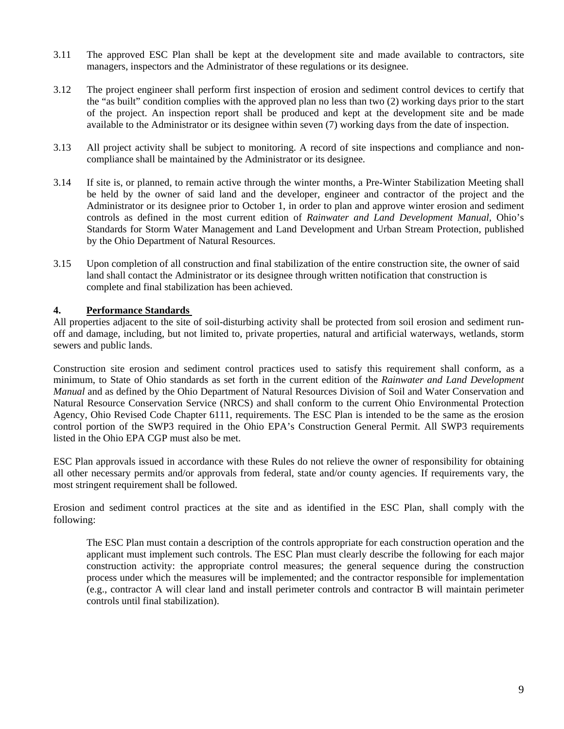3.11 The approved ESC Plan shall be kept at the development site and made available to contractors, site managers, inspectors and the Administrator of these regulations or its designee.

3.12 The project engineer shall perform first inspection of erosion and sediment control devices to certify that the "as built" condition complies with the approved plan no less than two (2) working days prior to the start of the project. An inspection report shall be produced and kept at the development site and be made available to the Administrator or its designee within seven (7) working days from the date of inspection.

3.13 All project activity shall be subject to monitoring. A record of site inspections and compliance and non-compliance shall be maintained by the Administrator or its designee.

3.14 If site is, or planned, to remain active through the winter months, a Pre-Winter Stabilization Meeting shall be held by the owner of said land and the developer, engineer and contractor of the project and the Administrator or its designee prior to October 1, in order to plan and approve winter erosion and sediment controls as defined in the most current edition of *Rainwater and Land Development Manual,* Ohio's Standards for Storm Water Management and Land Development and Urban Stream Protection, published by the Ohio Department of Natural Resources.

3.15 Upon completion of all construction and final stabilization of the entire construction site, the owner of said land shall contact the Administrator or its designee through written notification that construction is complete and final stabilization has been achieved.

## 4. Performance Standards

All properties adjacent to the site of soil-disturbing activity shall be protected from soil erosion and sediment run-off and damage, including, but not limited to, private properties, natural and artificial waterways, wetlands, storm sewers and public lands.

Construction site erosion and sediment control practices used to satisfy this requirement shall conform, as a minimum, to State of Ohio standards as set forth in the current edition of the *Rainwater and Land Development Manual* and as defined by the Ohio Department of Natural Resources Division of Soil and Water Conservation and Natural Resource Conservation Service (NRCS) and shall conform to the current Ohio Environmental Protection Agency, Ohio Revised Code Chapter 6111, requirements. The ESC Plan is intended to be the same as the erosion control portion of the SWP3 required in the Ohio EPA's Construction General Permit. All SWP3 requirements listed in the Ohio EPA CGP must also be met.

ESC Plan approvals issued in accordance with these Rules do not relieve the owner of responsibility for obtaining all other necessary permits and/or approvals from federal, state and/or county agencies. If requirements vary, the most stringent requirement shall be followed.

Erosion and sediment control practices at the site and as identified in the ESC Plan, shall comply with the following:

> The ESC Plan must contain a description of the controls appropriate for each construction operation and the applicant must implement such controls. The ESC Plan must clearly describe the following for each major construction activity: the appropriate control measures; the general sequence during the construction process under which the measures will be implemented; and the contractor responsible for implementation (e.g., contractor A will clear land and install perimeter controls and contractor B will maintain perimeter controls until final stabilization).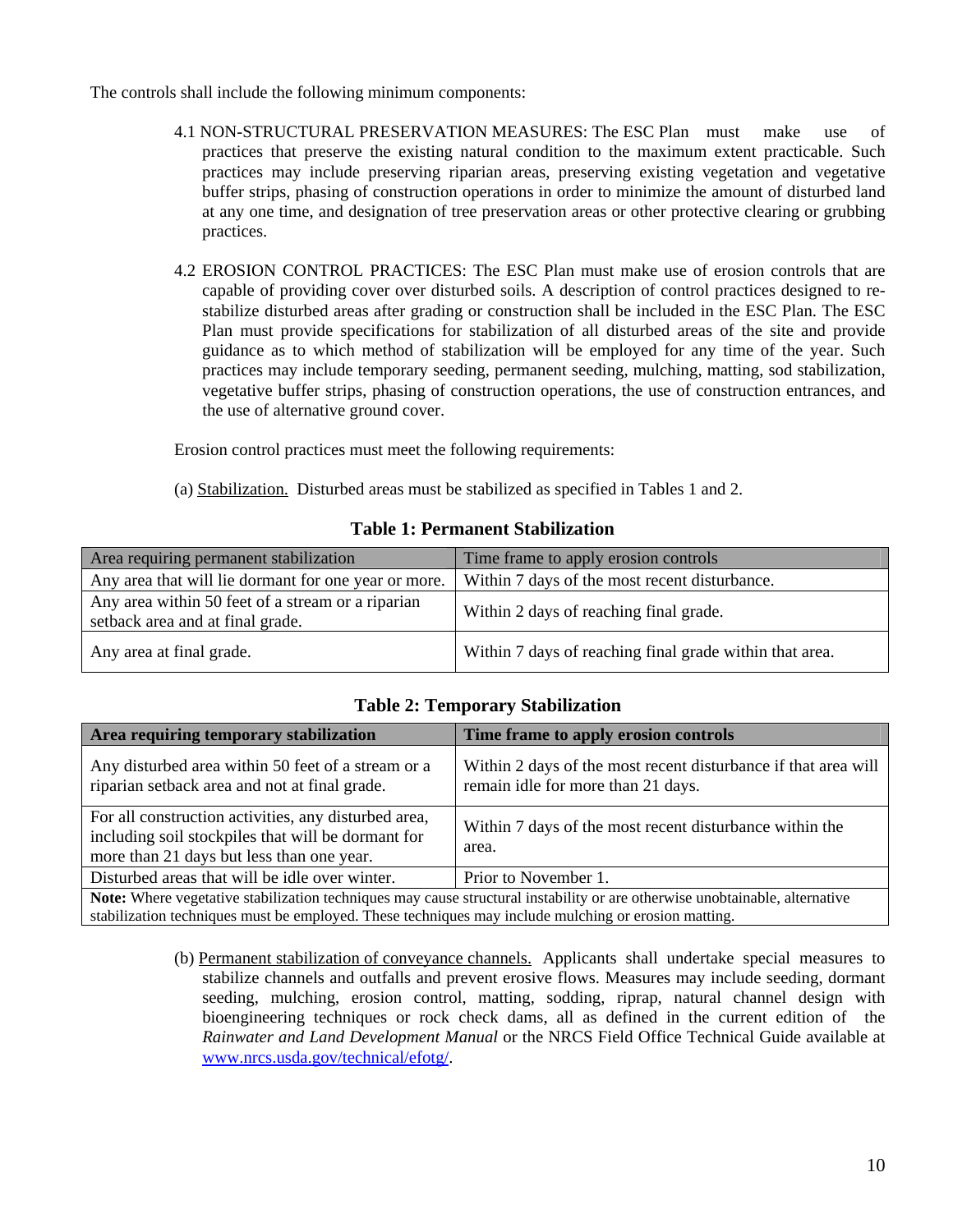The controls shall include the following minimum components:

4.1 NON-STRUCTURAL PRESERVATION MEASURES: The ESC Plan must make use of practices that preserve the existing natural condition to the maximum extent practicable. Such practices may include preserving riparian areas, preserving existing vegetation and vegetative buffer strips, phasing of construction operations in order to minimize the amount of disturbed land at any one time, and designation of tree preservation areas or other protective clearing or grubbing practices.

4.2 EROSION CONTROL PRACTICES: The ESC Plan must make use of erosion controls that are capable of providing cover over disturbed soils. A description of control practices designed to re-stabilize disturbed areas after grading or construction shall be included in the ESC Plan. The ESC Plan must provide specifications for stabilization of all disturbed areas of the site and provide guidance as to which method of stabilization will be employed for any time of the year. Such practices may include temporary seeding, permanent seeding, mulching, matting, sod stabilization, vegetative buffer strips, phasing of construction operations, the use of construction entrances, and the use of alternative ground cover.

Erosion control practices must meet the following requirements:

(a) Stabilization. Disturbed areas must be stabilized as specified in Tables 1 and 2.

**Table 1: Permanent Stabilization**

| Area requiring permanent stabilization | Time frame to apply erosion controls |
|---|---|
| Any area that will lie dormant for one year or more. | Within 7 days of the most recent disturbance. |
| Any area within 50 feet of a stream or a riparian setback area and at final grade. | Within 2 days of reaching final grade. |
| Any area at final grade. | Within 7 days of reaching final grade within that area. |

**Table 2: Temporary Stabilization**

| **Area requiring temporary stabilization** | **Time frame to apply erosion controls** |
|---|---|
| Any disturbed area within 50 feet of a stream or a riparian setback area and not at final grade. | Within 2 days of the most recent disturbance if that area will remain idle for more than 21 days. |
| For all construction activities, any disturbed area, including soil stockpiles that will be dormant for more than 21 days but less than one year. | Within 7 days of the most recent disturbance within the area. |
| Disturbed areas that will be idle over winter. | Prior to November 1. |
| **Note:** Where vegetative stabilization techniques may cause structural instability or are otherwise unobtainable, alternative stabilization techniques must be employed. These techniques may include mulching or erosion matting. | |

(b) Permanent stabilization of conveyance channels. Applicants shall undertake special measures to stabilize channels and outfalls and prevent erosive flows. Measures may include seeding, dormant seeding, mulching, erosion control, matting, sodding, riprap, natural channel design with bioengineering techniques or rock check dams, all as defined in the current edition of the *Rainwater and Land Development Manual* or the NRCS Field Office Technical Guide available at www.nrcs.usda.gov/technical/efotg/.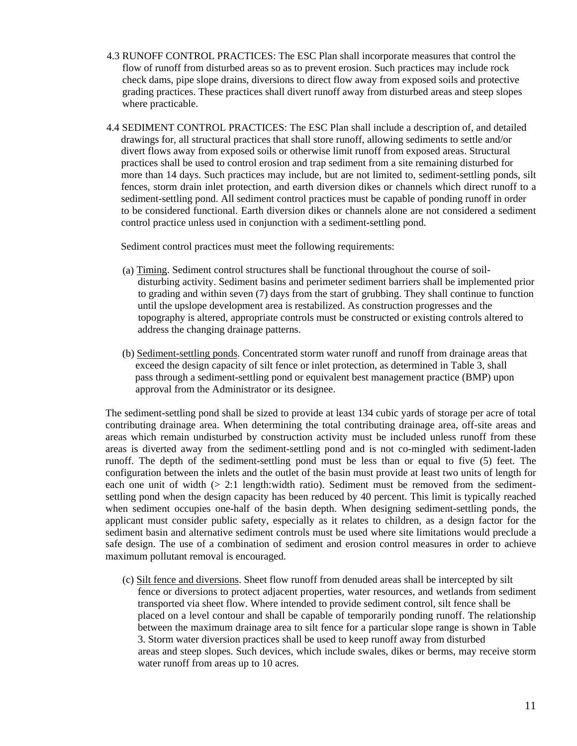4.3 RUNOFF CONTROL PRACTICES: The ESC Plan shall incorporate measures that control the flow of runoff from disturbed areas so as to prevent erosion. Such practices may include rock check dams, pipe slope drains, diversions to direct flow away from exposed soils and protective grading practices. These practices shall divert runoff away from disturbed areas and steep slopes where practicable.

4.4 SEDIMENT CONTROL PRACTICES: The ESC Plan shall include a description of, and detailed drawings for, all structural practices that shall store runoff, allowing sediments to settle and/or divert flows away from exposed soils or otherwise limit runoff from exposed areas. Structural practices shall be used to control erosion and trap sediment from a site remaining disturbed for more than 14 days. Such practices may include, but are not limited to, sediment-settling ponds, silt fences, storm drain inlet protection, and earth diversion dikes or channels which direct runoff to a sediment-settling pond. All sediment control practices must be capable of ponding runoff in order to be considered functional. Earth diversion dikes or channels alone are not considered a sediment control practice unless used in conjunction with a sediment-settling pond.

Sediment control practices must meet the following requirements:

(a) Timing. Sediment control structures shall be functional throughout the course of soil-disturbing activity. Sediment basins and perimeter sediment barriers shall be implemented prior to grading and within seven (7) days from the start of grubbing. They shall continue to function until the upslope development area is restabilized. As construction progresses and the topography is altered, appropriate controls must be constructed or existing controls altered to address the changing drainage patterns.

(b) Sediment-settling ponds. Concentrated storm water runoff and runoff from drainage areas that exceed the design capacity of silt fence or inlet protection, as determined in Table 3, shall pass through a sediment-settling pond or equivalent best management practice (BMP) upon approval from the Administrator or its designee.

The sediment-settling pond shall be sized to provide at least 134 cubic yards of storage per acre of total contributing drainage area. When determining the total contributing drainage area, off-site areas and areas which remain undisturbed by construction activity must be included unless runoff from these areas is diverted away from the sediment-settling pond and is not co-mingled with sediment-laden runoff. The depth of the sediment-settling pond must be less than or equal to five (5) feet. The configuration between the inlets and the outlet of the basin must provide at least two units of length for each one unit of width (> 2:1 length:width ratio). Sediment must be removed from the sediment-settling pond when the design capacity has been reduced by 40 percent. This limit is typically reached when sediment occupies one-half of the basin depth. When designing sediment-settling ponds, the applicant must consider public safety, especially as it relates to children, as a design factor for the sediment basin and alternative sediment controls must be used where site limitations would preclude a safe design. The use of a combination of sediment and erosion control measures in order to achieve maximum pollutant removal is encouraged.

(c) Silt fence and diversions. Sheet flow runoff from denuded areas shall be intercepted by silt fence or diversions to protect adjacent properties, water resources, and wetlands from sediment transported via sheet flow. Where intended to provide sediment control, silt fence shall be placed on a level contour and shall be capable of temporarily ponding runoff. The relationship between the maximum drainage area to silt fence for a particular slope range is shown in Table 3. Storm water diversion practices shall be used to keep runoff away from disturbed areas and steep slopes. Such devices, which include swales, dikes or berms, may receive storm water runoff from areas up to 10 acres.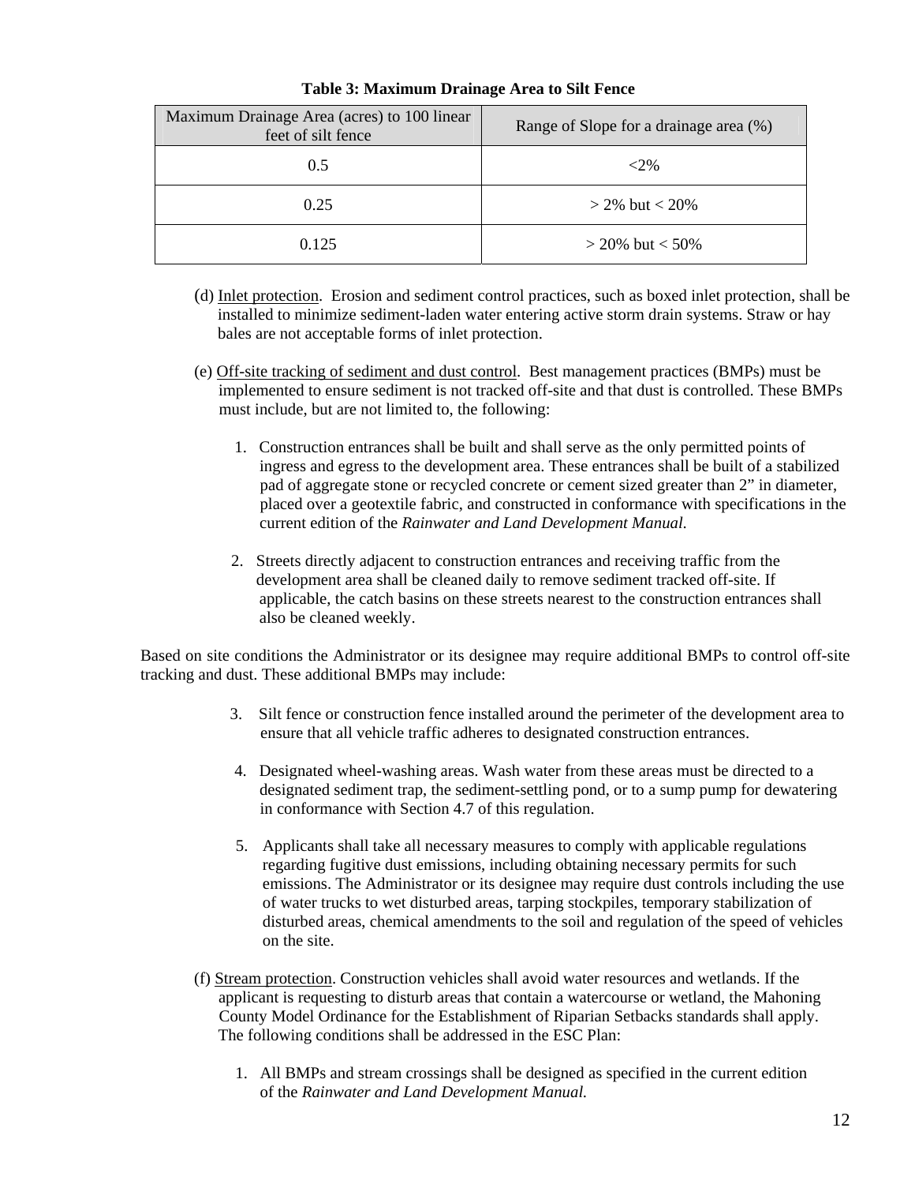**Table 3: Maximum Drainage Area to Silt Fence**

| Maximum Drainage Area (acres) to 100 linear feet of silt fence | Range of Slope for a drainage area (%) |
|---|---|
| 0.5 | <2% |
| 0.25 | > 2% but < 20% |
| 0.125 | > 20% but < 50% |

(d) Inlet protection. Erosion and sediment control practices, such as boxed inlet protection, shall be installed to minimize sediment-laden water entering active storm drain systems. Straw or hay bales are not acceptable forms of inlet protection.

(e) Off-site tracking of sediment and dust control. Best management practices (BMPs) must be implemented to ensure sediment is not tracked off-site and that dust is controlled. These BMPs must include, but are not limited to, the following:

1. Construction entrances shall be built and shall serve as the only permitted points of ingress and egress to the development area. These entrances shall be built of a stabilized pad of aggregate stone or recycled concrete or cement sized greater than 2" in diameter, placed over a geotextile fabric, and constructed in conformance with specifications in the current edition of the *Rainwater and Land Development Manual.*

2. Streets directly adjacent to construction entrances and receiving traffic from the development area shall be cleaned daily to remove sediment tracked off-site. If applicable, the catch basins on these streets nearest to the construction entrances shall also be cleaned weekly.

Based on site conditions the Administrator or its designee may require additional BMPs to control off-site tracking and dust. These additional BMPs may include:

3. Silt fence or construction fence installed around the perimeter of the development area to ensure that all vehicle traffic adheres to designated construction entrances.

4. Designated wheel-washing areas. Wash water from these areas must be directed to a designated sediment trap, the sediment-settling pond, or to a sump pump for dewatering in conformance with Section 4.7 of this regulation.

5. Applicants shall take all necessary measures to comply with applicable regulations regarding fugitive dust emissions, including obtaining necessary permits for such emissions. The Administrator or its designee may require dust controls including the use of water trucks to wet disturbed areas, tarping stockpiles, temporary stabilization of disturbed areas, chemical amendments to the soil and regulation of the speed of vehicles on the site.

(f) Stream protection. Construction vehicles shall avoid water resources and wetlands. If the applicant is requesting to disturb areas that contain a watercourse or wetland, the Mahoning County Model Ordinance for the Establishment of Riparian Setbacks standards shall apply. The following conditions shall be addressed in the ESC Plan:

1. All BMPs and stream crossings shall be designed as specified in the current edition of the *Rainwater and Land Development Manual.*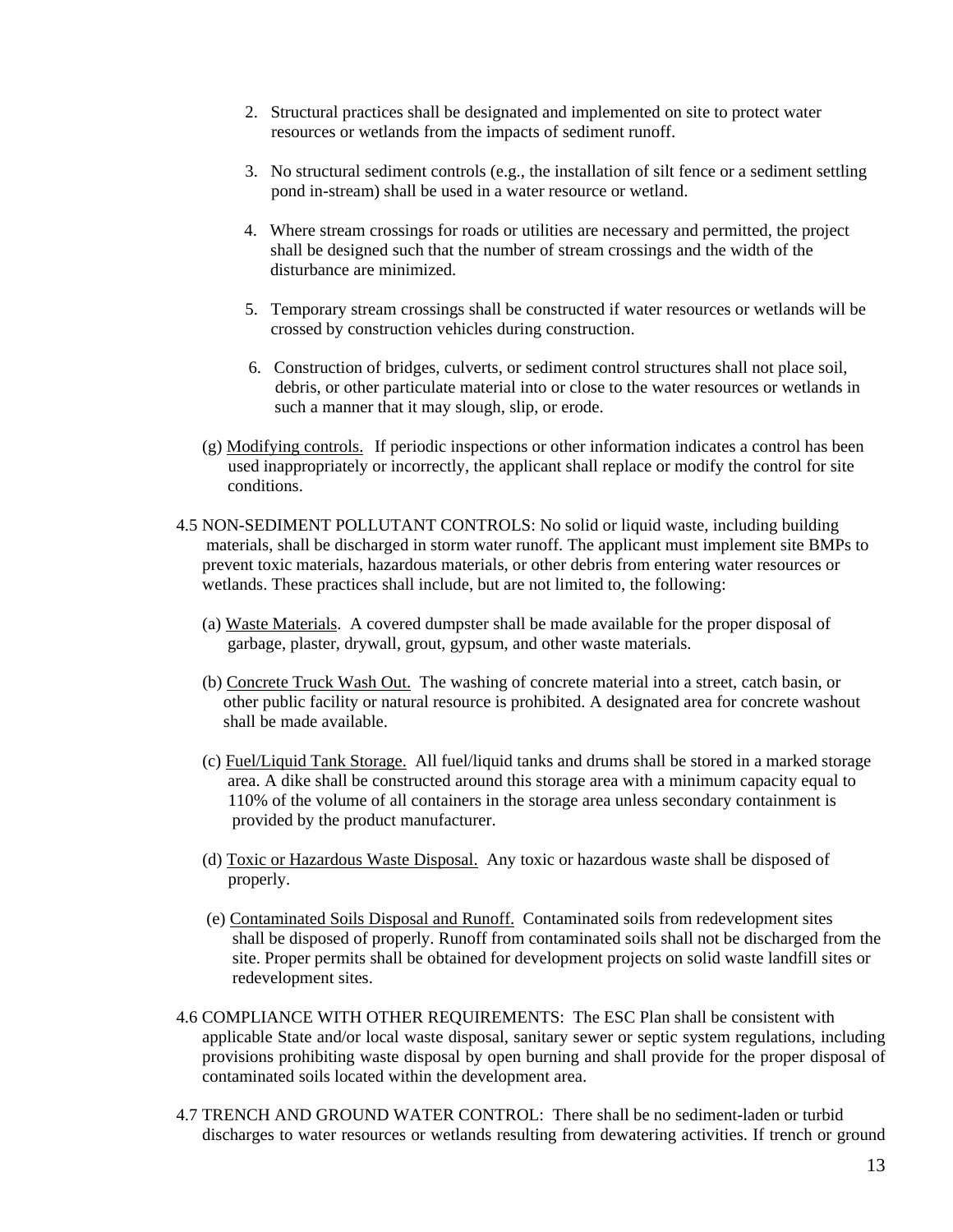2. Structural practices shall be designated and implemented on site to protect water resources or wetlands from the impacts of sediment runoff.

3. No structural sediment controls (e.g., the installation of silt fence or a sediment settling pond in-stream) shall be used in a water resource or wetland.

4. Where stream crossings for roads or utilities are necessary and permitted, the project shall be designed such that the number of stream crossings and the width of the disturbance are minimized.

5. Temporary stream crossings shall be constructed if water resources or wetlands will be crossed by construction vehicles during construction.

6. Construction of bridges, culverts, or sediment control structures shall not place soil, debris, or other particulate material into or close to the water resources or wetlands in such a manner that it may slough, slip, or erode.

(g) Modifying controls. If periodic inspections or other information indicates a control has been used inappropriately or incorrectly, the applicant shall replace or modify the control for site conditions.

4.5 NON-SEDIMENT POLLUTANT CONTROLS: No solid or liquid waste, including building materials, shall be discharged in storm water runoff. The applicant must implement site BMPs to prevent toxic materials, hazardous materials, or other debris from entering water resources or wetlands. These practices shall include, but are not limited to, the following:

(a) Waste Materials. A covered dumpster shall be made available for the proper disposal of garbage, plaster, drywall, grout, gypsum, and other waste materials.

(b) Concrete Truck Wash Out. The washing of concrete material into a street, catch basin, or other public facility or natural resource is prohibited. A designated area for concrete washout shall be made available.

(c) Fuel/Liquid Tank Storage. All fuel/liquid tanks and drums shall be stored in a marked storage area. A dike shall be constructed around this storage area with a minimum capacity equal to 110% of the volume of all containers in the storage area unless secondary containment is provided by the product manufacturer.

(d) Toxic or Hazardous Waste Disposal. Any toxic or hazardous waste shall be disposed of properly.

(e) Contaminated Soils Disposal and Runoff. Contaminated soils from redevelopment sites shall be disposed of properly. Runoff from contaminated soils shall not be discharged from the site. Proper permits shall be obtained for development projects on solid waste landfill sites or redevelopment sites.

4.6 COMPLIANCE WITH OTHER REQUIREMENTS: The ESC Plan shall be consistent with applicable State and/or local waste disposal, sanitary sewer or septic system regulations, including provisions prohibiting waste disposal by open burning and shall provide for the proper disposal of contaminated soils located within the development area.

4.7 TRENCH AND GROUND WATER CONTROL: There shall be no sediment-laden or turbid discharges to water resources or wetlands resulting from dewatering activities. If trench or ground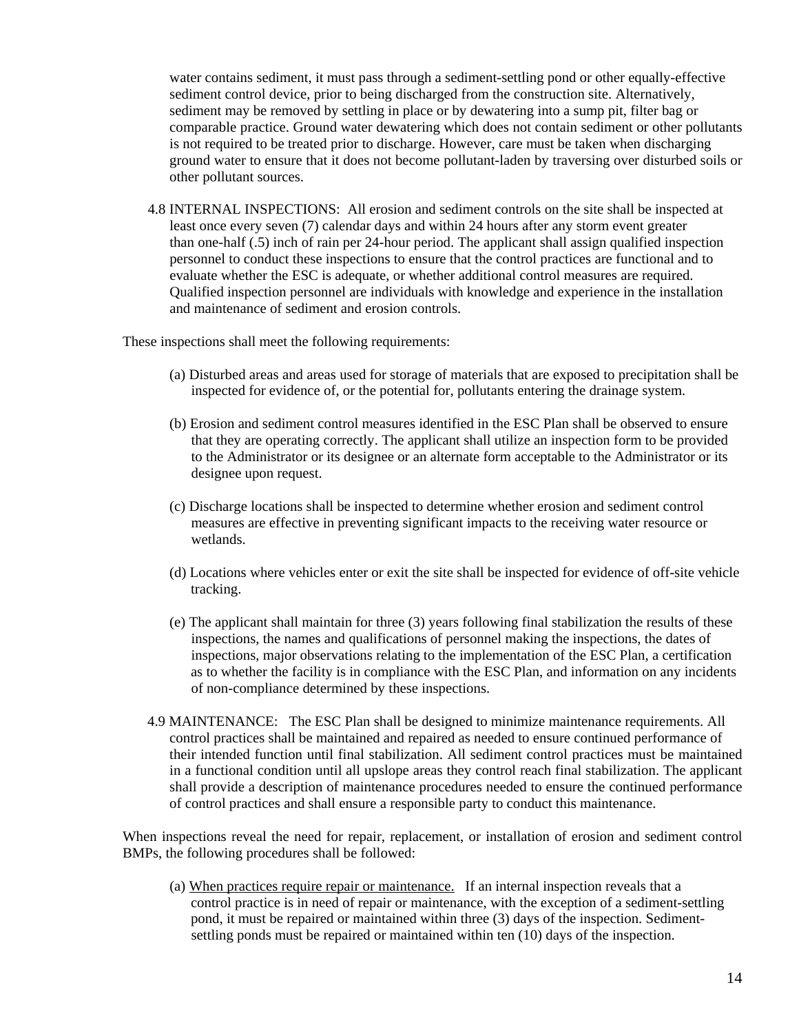water contains sediment, it must pass through a sediment-settling pond or other equally-effective sediment control device, prior to being discharged from the construction site. Alternatively, sediment may be removed by settling in place or by dewatering into a sump pit, filter bag or comparable practice. Ground water dewatering which does not contain sediment or other pollutants is not required to be treated prior to discharge. However, care must be taken when discharging ground water to ensure that it does not become pollutant-laden by traversing over disturbed soils or other pollutant sources.

4.8 INTERNAL INSPECTIONS: All erosion and sediment controls on the site shall be inspected at least once every seven (7) calendar days and within 24 hours after any storm event greater than one-half (.5) inch of rain per 24-hour period. The applicant shall assign qualified inspection personnel to conduct these inspections to ensure that the control practices are functional and to evaluate whether the ESC is adequate, or whether additional control measures are required. Qualified inspection personnel are individuals with knowledge and experience in the installation and maintenance of sediment and erosion controls.

These inspections shall meet the following requirements:

(a) Disturbed areas and areas used for storage of materials that are exposed to precipitation shall be inspected for evidence of, or the potential for, pollutants entering the drainage system.

(b) Erosion and sediment control measures identified in the ESC Plan shall be observed to ensure that they are operating correctly. The applicant shall utilize an inspection form to be provided to the Administrator or its designee or an alternate form acceptable to the Administrator or its designee upon request.

(c) Discharge locations shall be inspected to determine whether erosion and sediment control measures are effective in preventing significant impacts to the receiving water resource or wetlands.

(d) Locations where vehicles enter or exit the site shall be inspected for evidence of off-site vehicle tracking.

(e) The applicant shall maintain for three (3) years following final stabilization the results of these inspections, the names and qualifications of personnel making the inspections, the dates of inspections, major observations relating to the implementation of the ESC Plan, a certification as to whether the facility is in compliance with the ESC Plan, and information on any incidents of non-compliance determined by these inspections.

4.9 MAINTENANCE: The ESC Plan shall be designed to minimize maintenance requirements. All control practices shall be maintained and repaired as needed to ensure continued performance of their intended function until final stabilization. All sediment control practices must be maintained in a functional condition until all upslope areas they control reach final stabilization. The applicant shall provide a description of maintenance procedures needed to ensure the continued performance of control practices and shall ensure a responsible party to conduct this maintenance.

When inspections reveal the need for repair, replacement, or installation of erosion and sediment control BMPs, the following procedures shall be followed:

(a) <u>When practices require repair or maintenance.</u> If an internal inspection reveals that a control practice is in need of repair or maintenance, with the exception of a sediment-settling pond, it must be repaired or maintained within three (3) days of the inspection. Sediment-settling ponds must be repaired or maintained within ten (10) days of the inspection.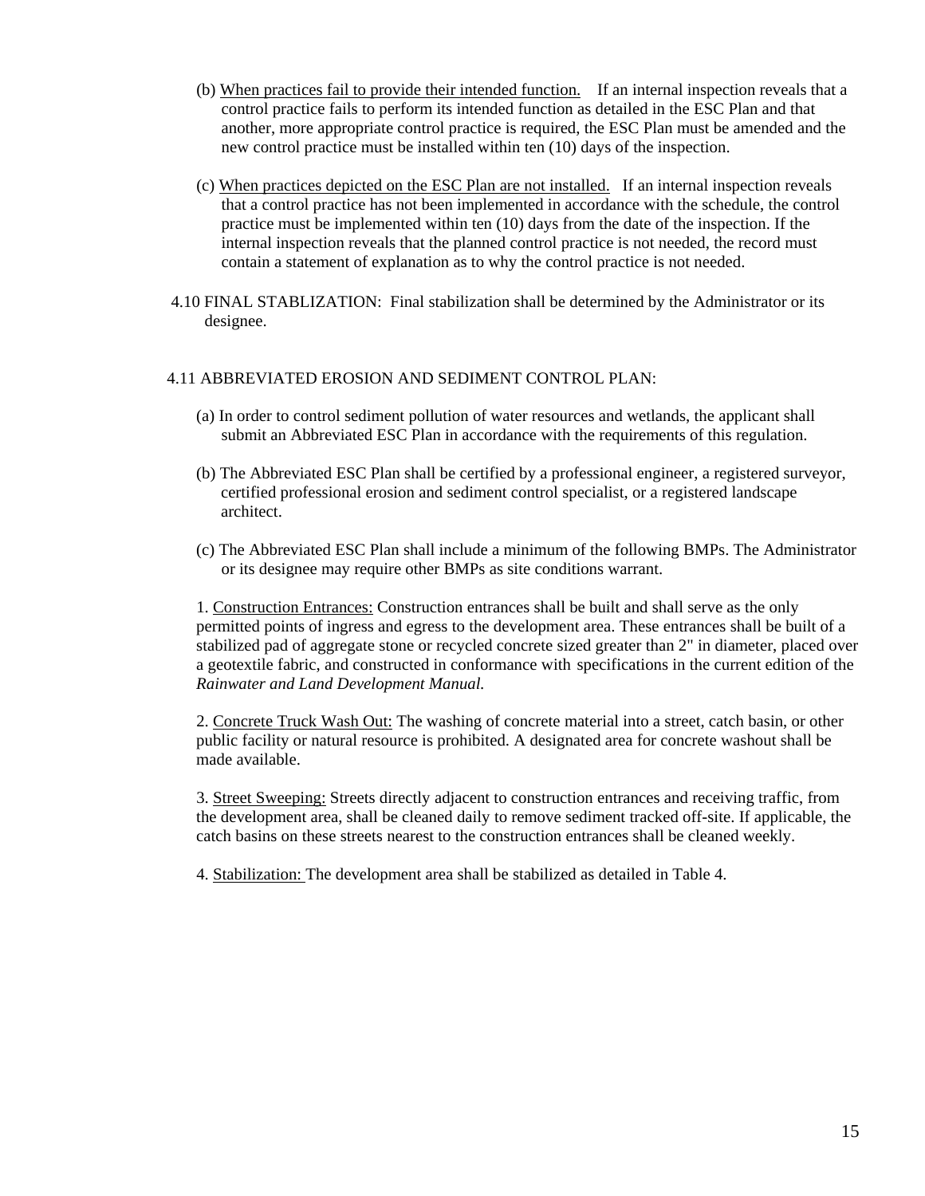(b) When practices fail to provide their intended function. If an internal inspection reveals that a control practice fails to perform its intended function as detailed in the ESC Plan and that another, more appropriate control practice is required, the ESC Plan must be amended and the new control practice must be installed within ten (10) days of the inspection.

(c) When practices depicted on the ESC Plan are not installed. If an internal inspection reveals that a control practice has not been implemented in accordance with the schedule, the control practice must be implemented within ten (10) days from the date of the inspection. If the internal inspection reveals that the planned control practice is not needed, the record must contain a statement of explanation as to why the control practice is not needed.

4.10 FINAL STABLIZATION: Final stabilization shall be determined by the Administrator or its designee.

4.11 ABBREVIATED EROSION AND SEDIMENT CONTROL PLAN:

(a) In order to control sediment pollution of water resources and wetlands, the applicant shall submit an Abbreviated ESC Plan in accordance with the requirements of this regulation.

(b) The Abbreviated ESC Plan shall be certified by a professional engineer, a registered surveyor, certified professional erosion and sediment control specialist, or a registered landscape architect.

(c) The Abbreviated ESC Plan shall include a minimum of the following BMPs. The Administrator or its designee may require other BMPs as site conditions warrant.

1. Construction Entrances: Construction entrances shall be built and shall serve as the only permitted points of ingress and egress to the development area. These entrances shall be built of a stabilized pad of aggregate stone or recycled concrete sized greater than 2" in diameter, placed over a geotextile fabric, and constructed in conformance with specifications in the current edition of the *Rainwater and Land Development Manual.*

2. Concrete Truck Wash Out: The washing of concrete material into a street, catch basin, or other public facility or natural resource is prohibited. A designated area for concrete washout shall be made available.

3. Street Sweeping: Streets directly adjacent to construction entrances and receiving traffic, from the development area, shall be cleaned daily to remove sediment tracked off-site. If applicable, the catch basins on these streets nearest to the construction entrances shall be cleaned weekly.

4. Stabilization: The development area shall be stabilized as detailed in Table 4.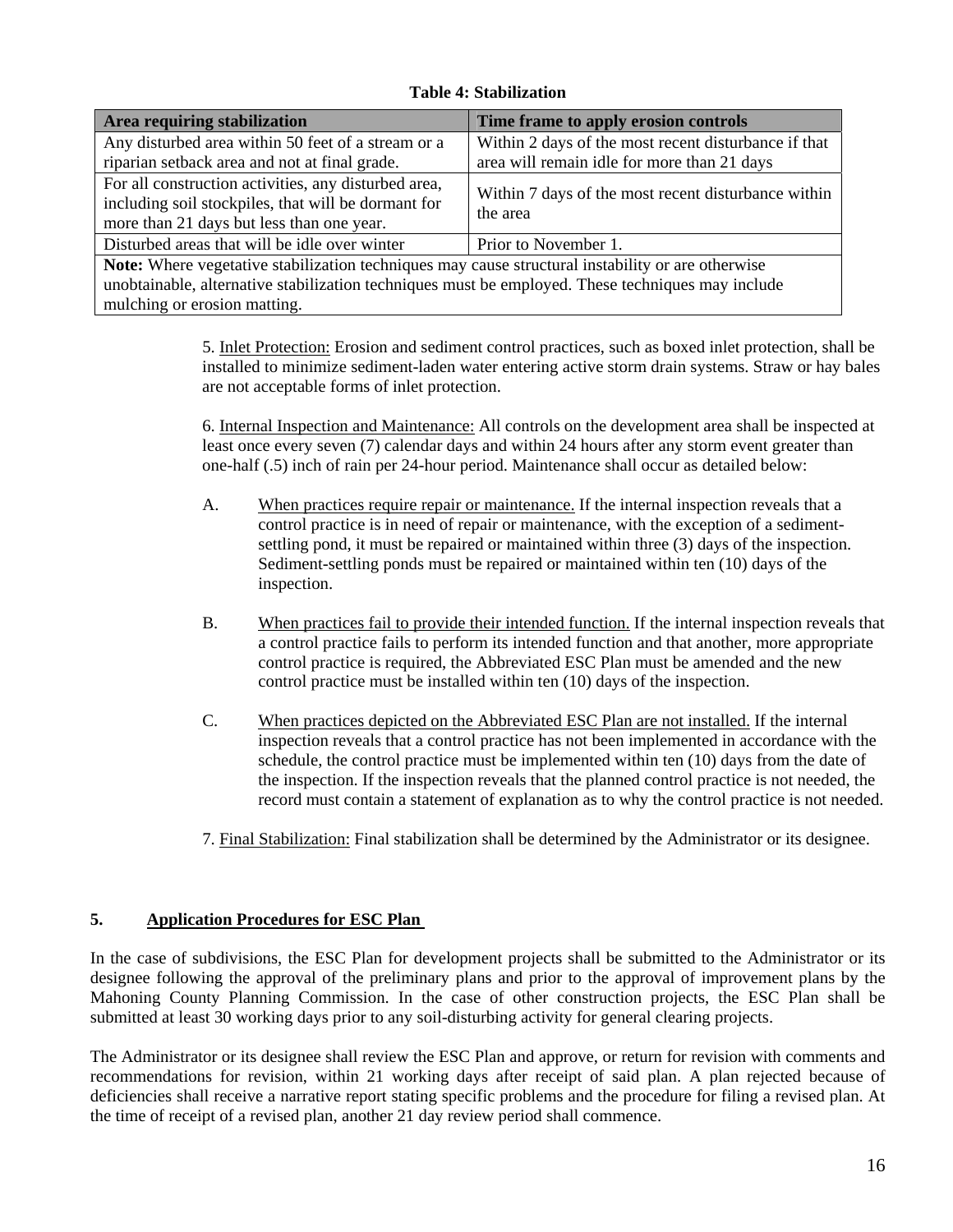**Table 4: Stabilization**

| Area requiring stabilization | Time frame to apply erosion controls |
|---|---|
| Any disturbed area within 50 feet of a stream or a riparian setback area and not at final grade. | Within 2 days of the most recent disturbance if that area will remain idle for more than 21 days |
| For all construction activities, any disturbed area, including soil stockpiles, that will be dormant for more than 21 days but less than one year. | Within 7 days of the most recent disturbance within the area |
| Disturbed areas that will be idle over winter | Prior to November 1. |
| **Note:** Where vegetative stabilization techniques may cause structural instability or are otherwise unobtainable, alternative stabilization techniques must be employed. These techniques may include mulching or erosion matting. | |

5. Inlet Protection: Erosion and sediment control practices, such as boxed inlet protection, shall be installed to minimize sediment-laden water entering active storm drain systems. Straw or hay bales are not acceptable forms of inlet protection.

6. Internal Inspection and Maintenance: All controls on the development area shall be inspected at least once every seven (7) calendar days and within 24 hours after any storm event greater than one-half (.5) inch of rain per 24-hour period. Maintenance shall occur as detailed below:

A. When practices require repair or maintenance. If the internal inspection reveals that a control practice is in need of repair or maintenance, with the exception of a sediment-settling pond, it must be repaired or maintained within three (3) days of the inspection. Sediment-settling ponds must be repaired or maintained within ten (10) days of the inspection.

B. When practices fail to provide their intended function. If the internal inspection reveals that a control practice fails to perform its intended function and that another, more appropriate control practice is required, the Abbreviated ESC Plan must be amended and the new control practice must be installed within ten (10) days of the inspection.

C. When practices depicted on the Abbreviated ESC Plan are not installed. If the internal inspection reveals that a control practice has not been implemented in accordance with the schedule, the control practice must be implemented within ten (10) days from the date of the inspection. If the inspection reveals that the planned control practice is not needed, the record must contain a statement of explanation as to why the control practice is not needed.

7. Final Stabilization: Final stabilization shall be determined by the Administrator or its designee.

## 5. Application Procedures for ESC Plan

In the case of subdivisions, the ESC Plan for development projects shall be submitted to the Administrator or its designee following the approval of the preliminary plans and prior to the approval of improvement plans by the Mahoning County Planning Commission. In the case of other construction projects, the ESC Plan shall be submitted at least 30 working days prior to any soil-disturbing activity for general clearing projects.

The Administrator or its designee shall review the ESC Plan and approve, or return for revision with comments and recommendations for revision, within 21 working days after receipt of said plan. A plan rejected because of deficiencies shall receive a narrative report stating specific problems and the procedure for filing a revised plan. At the time of receipt of a revised plan, another 21 day review period shall commence.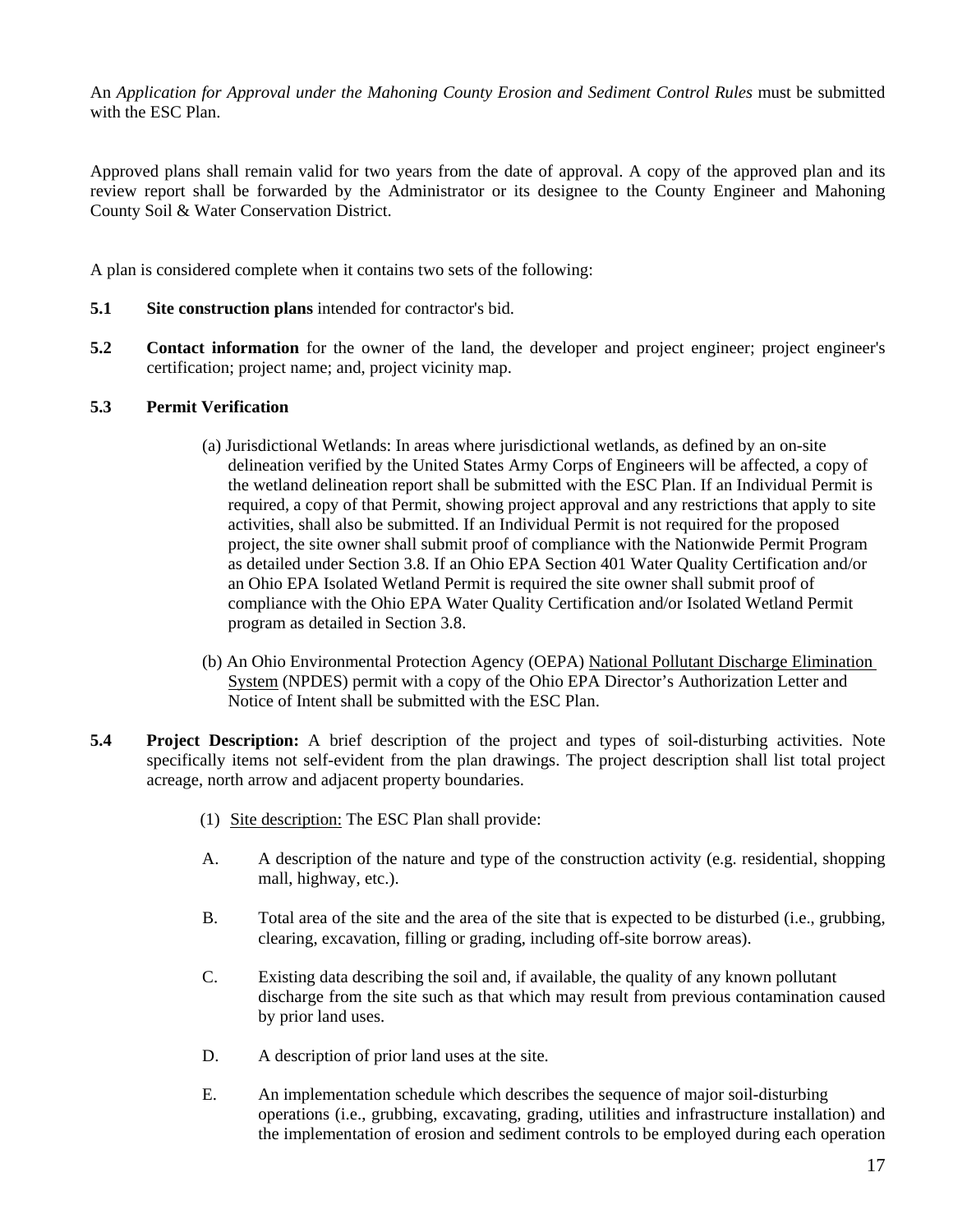An *Application for Approval under the Mahoning County Erosion and Sediment Control Rules* must be submitted with the ESC Plan.

Approved plans shall remain valid for two years from the date of approval. A copy of the approved plan and its review report shall be forwarded by the Administrator or its designee to the County Engineer and Mahoning County Soil & Water Conservation District.

A plan is considered complete when it contains two sets of the following:

**5.1 Site construction plans** intended for contractor's bid.

**5.2 Contact information** for the owner of the land, the developer and project engineer; project engineer's certification; project name; and, project vicinity map.

**5.3 Permit Verification**

(a) Jurisdictional Wetlands: In areas where jurisdictional wetlands, as defined by an on-site delineation verified by the United States Army Corps of Engineers will be affected, a copy of the wetland delineation report shall be submitted with the ESC Plan. If an Individual Permit is required, a copy of that Permit, showing project approval and any restrictions that apply to site activities, shall also be submitted. If an Individual Permit is not required for the proposed project, the site owner shall submit proof of compliance with the Nationwide Permit Program as detailed under Section 3.8. If an Ohio EPA Section 401 Water Quality Certification and/or an Ohio EPA Isolated Wetland Permit is required the site owner shall submit proof of compliance with the Ohio EPA Water Quality Certification and/or Isolated Wetland Permit program as detailed in Section 3.8.

(b) An Ohio Environmental Protection Agency (OEPA) National Pollutant Discharge Elimination System (NPDES) permit with a copy of the Ohio EPA Director's Authorization Letter and Notice of Intent shall be submitted with the ESC Plan.

**5.4 Project Description:** A brief description of the project and types of soil-disturbing activities. Note specifically items not self-evident from the plan drawings. The project description shall list total project acreage, north arrow and adjacent property boundaries.

(1) Site description: The ESC Plan shall provide:

A. A description of the nature and type of the construction activity (e.g. residential, shopping mall, highway, etc.).

B. Total area of the site and the area of the site that is expected to be disturbed (i.e., grubbing, clearing, excavation, filling or grading, including off-site borrow areas).

C. Existing data describing the soil and, if available, the quality of any known pollutant discharge from the site such as that which may result from previous contamination caused by prior land uses.

D. A description of prior land uses at the site.

E. An implementation schedule which describes the sequence of major soil-disturbing operations (i.e., grubbing, excavating, grading, utilities and infrastructure installation) and the implementation of erosion and sediment controls to be employed during each operation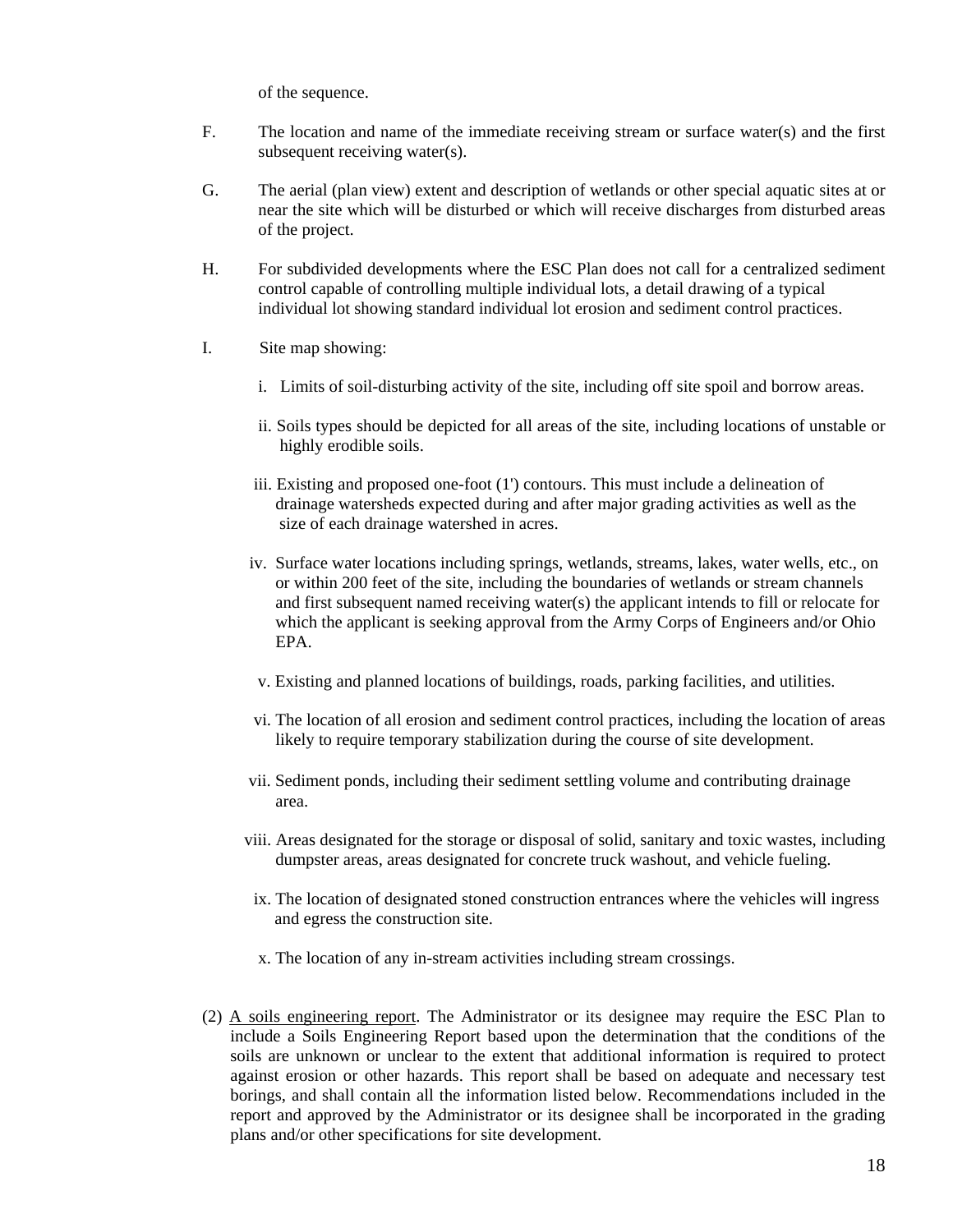of the sequence.

F. The location and name of the immediate receiving stream or surface water(s) and the first subsequent receiving water(s).

G. The aerial (plan view) extent and description of wetlands or other special aquatic sites at or near the site which will be disturbed or which will receive discharges from disturbed areas of the project.

H. For subdivided developments where the ESC Plan does not call for a centralized sediment control capable of controlling multiple individual lots, a detail drawing of a typical individual lot showing standard individual lot erosion and sediment control practices.

I. Site map showing:

i. Limits of soil-disturbing activity of the site, including off site spoil and borrow areas.

ii. Soils types should be depicted for all areas of the site, including locations of unstable or highly erodible soils.

iii. Existing and proposed one-foot (1') contours. This must include a delineation of drainage watersheds expected during and after major grading activities as well as the size of each drainage watershed in acres.

iv. Surface water locations including springs, wetlands, streams, lakes, water wells, etc., on or within 200 feet of the site, including the boundaries of wetlands or stream channels and first subsequent named receiving water(s) the applicant intends to fill or relocate for which the applicant is seeking approval from the Army Corps of Engineers and/or Ohio EPA.

v. Existing and planned locations of buildings, roads, parking facilities, and utilities.

vi. The location of all erosion and sediment control practices, including the location of areas likely to require temporary stabilization during the course of site development.

vii. Sediment ponds, including their sediment settling volume and contributing drainage area.

viii. Areas designated for the storage or disposal of solid, sanitary and toxic wastes, including dumpster areas, areas designated for concrete truck washout, and vehicle fueling.

ix. The location of designated stoned construction entrances where the vehicles will ingress and egress the construction site.

x. The location of any in-stream activities including stream crossings.

(2) <u>A soils engineering report</u>. The Administrator or its designee may require the ESC Plan to include a Soils Engineering Report based upon the determination that the conditions of the soils are unknown or unclear to the extent that additional information is required to protect against erosion or other hazards. This report shall be based on adequate and necessary test borings, and shall contain all the information listed below. Recommendations included in the report and approved by the Administrator or its designee shall be incorporated in the grading plans and/or other specifications for site development.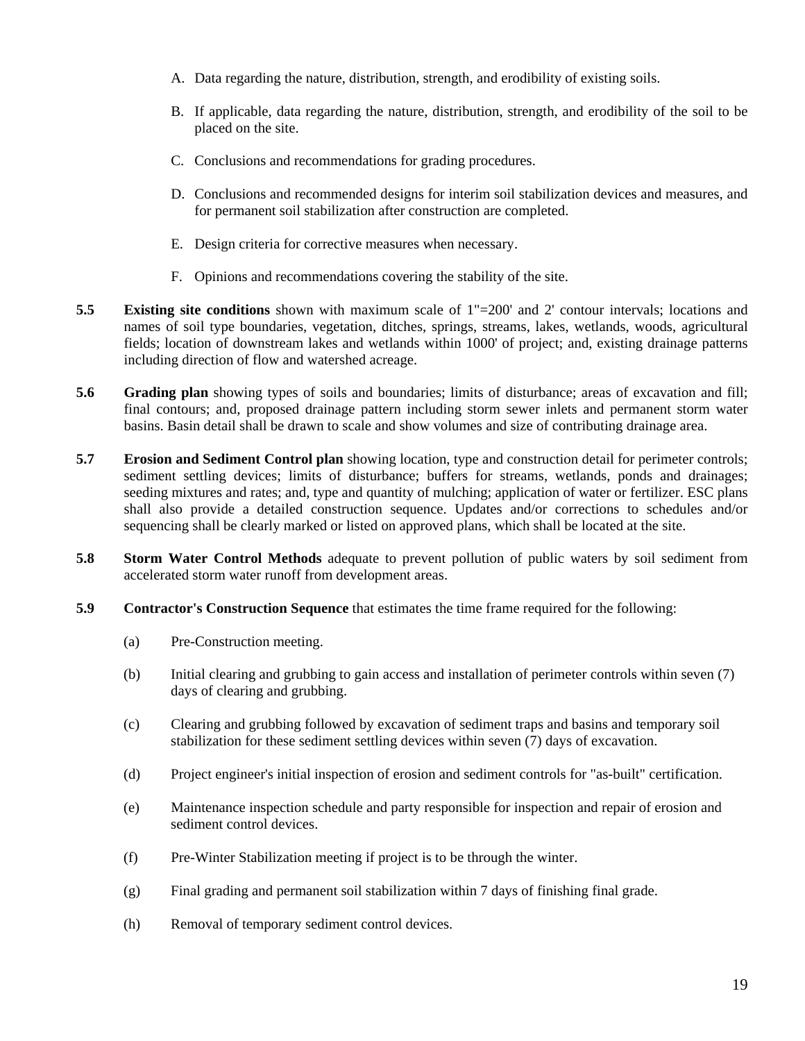A. Data regarding the nature, distribution, strength, and erodibility of existing soils.

B. If applicable, data regarding the nature, distribution, strength, and erodibility of the soil to be placed on the site.

C. Conclusions and recommendations for grading procedures.

D. Conclusions and recommended designs for interim soil stabilization devices and measures, and for permanent soil stabilization after construction are completed.

E. Design criteria for corrective measures when necessary.

F. Opinions and recommendations covering the stability of the site.

**5.5** **Existing site conditions** shown with maximum scale of 1"=200' and 2' contour intervals; locations and names of soil type boundaries, vegetation, ditches, springs, streams, lakes, wetlands, woods, agricultural fields; location of downstream lakes and wetlands within 1000' of project; and, existing drainage patterns including direction of flow and watershed acreage.

**5.6** **Grading plan** showing types of soils and boundaries; limits of disturbance; areas of excavation and fill; final contours; and, proposed drainage pattern including storm sewer inlets and permanent storm water basins. Basin detail shall be drawn to scale and show volumes and size of contributing drainage area.

**5.7** **Erosion and Sediment Control plan** showing location, type and construction detail for perimeter controls; sediment settling devices; limits of disturbance; buffers for streams, wetlands, ponds and drainages; seeding mixtures and rates; and, type and quantity of mulching; application of water or fertilizer. ESC plans shall also provide a detailed construction sequence. Updates and/or corrections to schedules and/or sequencing shall be clearly marked or listed on approved plans, which shall be located at the site.

**5.8** **Storm Water Control Methods** adequate to prevent pollution of public waters by soil sediment from accelerated storm water runoff from development areas.

**5.9** **Contractor's Construction Sequence** that estimates the time frame required for the following:

(a) Pre-Construction meeting.

(b) Initial clearing and grubbing to gain access and installation of perimeter controls within seven (7) days of clearing and grubbing.

(c) Clearing and grubbing followed by excavation of sediment traps and basins and temporary soil stabilization for these sediment settling devices within seven (7) days of excavation.

(d) Project engineer's initial inspection of erosion and sediment controls for "as-built" certification.

(e) Maintenance inspection schedule and party responsible for inspection and repair of erosion and sediment control devices.

(f) Pre-Winter Stabilization meeting if project is to be through the winter.

(g) Final grading and permanent soil stabilization within 7 days of finishing final grade.

(h) Removal of temporary sediment control devices.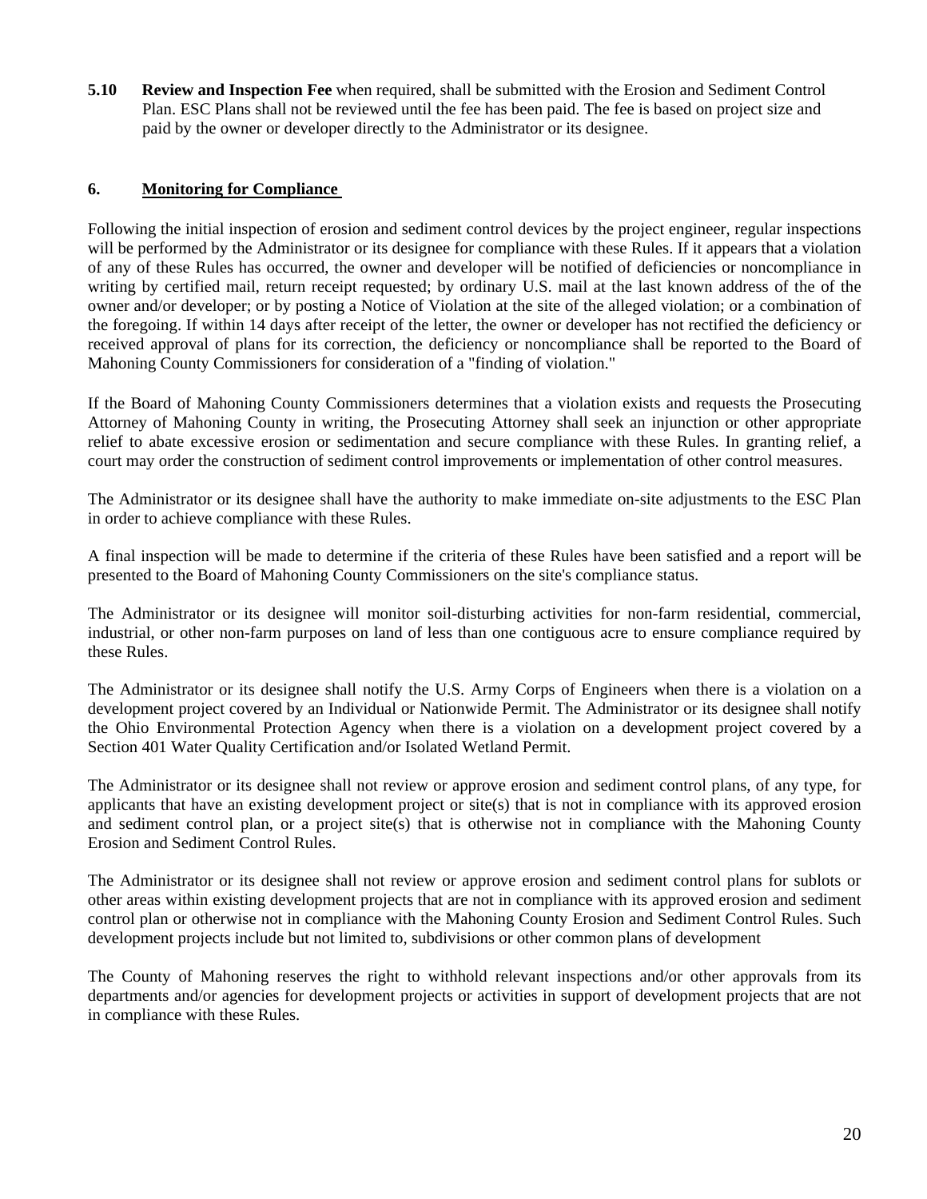**5.10 Review and Inspection Fee** when required, shall be submitted with the Erosion and Sediment Control Plan. ESC Plans shall not be reviewed until the fee has been paid. The fee is based on project size and paid by the owner or developer directly to the Administrator or its designee.

## 6. Monitoring for Compliance

Following the initial inspection of erosion and sediment control devices by the project engineer, regular inspections will be performed by the Administrator or its designee for compliance with these Rules. If it appears that a violation of any of these Rules has occurred, the owner and developer will be notified of deficiencies or noncompliance in writing by certified mail, return receipt requested; by ordinary U.S. mail at the last known address of the of the owner and/or developer; or by posting a Notice of Violation at the site of the alleged violation; or a combination of the foregoing. If within 14 days after receipt of the letter, the owner or developer has not rectified the deficiency or received approval of plans for its correction, the deficiency or noncompliance shall be reported to the Board of Mahoning County Commissioners for consideration of a "finding of violation."

If the Board of Mahoning County Commissioners determines that a violation exists and requests the Prosecuting Attorney of Mahoning County in writing, the Prosecuting Attorney shall seek an injunction or other appropriate relief to abate excessive erosion or sedimentation and secure compliance with these Rules. In granting relief, a court may order the construction of sediment control improvements or implementation of other control measures.

The Administrator or its designee shall have the authority to make immediate on-site adjustments to the ESC Plan in order to achieve compliance with these Rules.

A final inspection will be made to determine if the criteria of these Rules have been satisfied and a report will be presented to the Board of Mahoning County Commissioners on the site's compliance status.

The Administrator or its designee will monitor soil-disturbing activities for non-farm residential, commercial, industrial, or other non-farm purposes on land of less than one contiguous acre to ensure compliance required by these Rules.

The Administrator or its designee shall notify the U.S. Army Corps of Engineers when there is a violation on a development project covered by an Individual or Nationwide Permit. The Administrator or its designee shall notify the Ohio Environmental Protection Agency when there is a violation on a development project covered by a Section 401 Water Quality Certification and/or Isolated Wetland Permit.

The Administrator or its designee shall not review or approve erosion and sediment control plans, of any type, for applicants that have an existing development project or site(s) that is not in compliance with its approved erosion and sediment control plan, or a project site(s) that is otherwise not in compliance with the Mahoning County Erosion and Sediment Control Rules.

The Administrator or its designee shall not review or approve erosion and sediment control plans for sublots or other areas within existing development projects that are not in compliance with its approved erosion and sediment control plan or otherwise not in compliance with the Mahoning County Erosion and Sediment Control Rules. Such development projects include but not limited to, subdivisions or other common plans of development

The County of Mahoning reserves the right to withhold relevant inspections and/or other approvals from its departments and/or agencies for development projects or activities in support of development projects that are not in compliance with these Rules.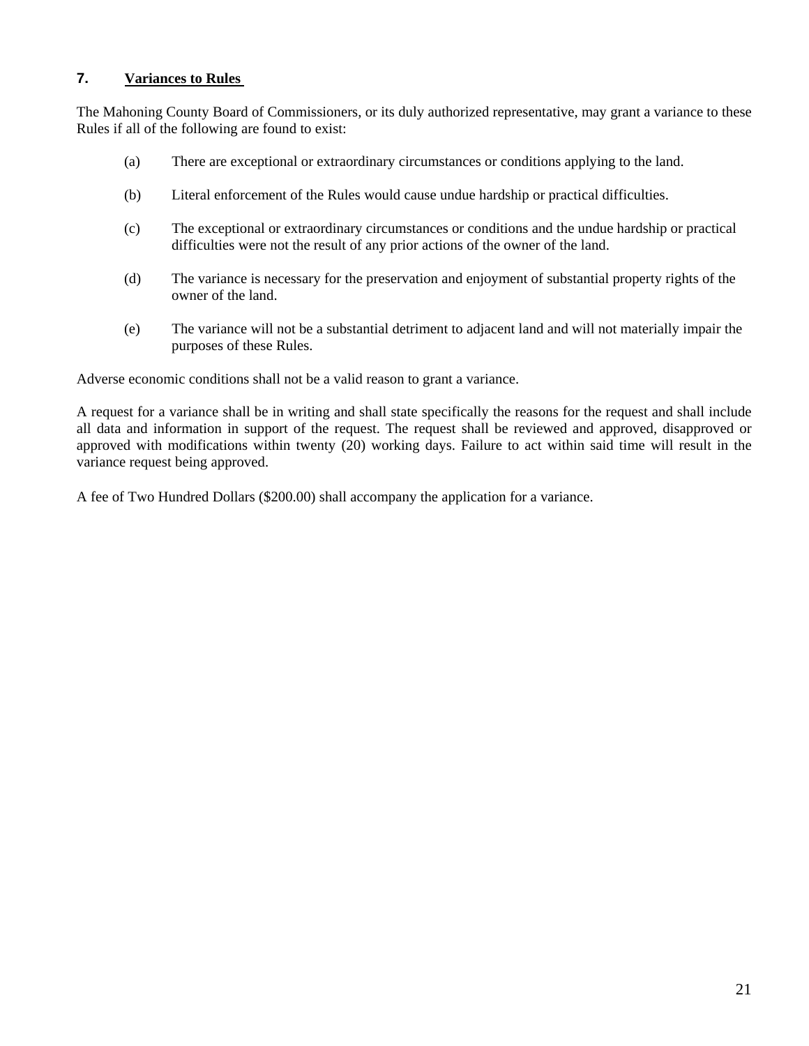## 7. Variances to Rules

The Mahoning County Board of Commissioners, or its duly authorized representative, may grant a variance to these Rules if all of the following are found to exist:

(a) There are exceptional or extraordinary circumstances or conditions applying to the land.

(b) Literal enforcement of the Rules would cause undue hardship or practical difficulties.

(c) The exceptional or extraordinary circumstances or conditions and the undue hardship or practical difficulties were not the result of any prior actions of the owner of the land.

(d) The variance is necessary for the preservation and enjoyment of substantial property rights of the owner of the land.

(e) The variance will not be a substantial detriment to adjacent land and will not materially impair the purposes of these Rules.

Adverse economic conditions shall not be a valid reason to grant a variance.

A request for a variance shall be in writing and shall state specifically the reasons for the request and shall include all data and information in support of the request. The request shall be reviewed and approved, disapproved or approved with modifications within twenty (20) working days. Failure to act within said time will result in the variance request being approved.

A fee of Two Hundred Dollars ($200.00) shall accompany the application for a variance.